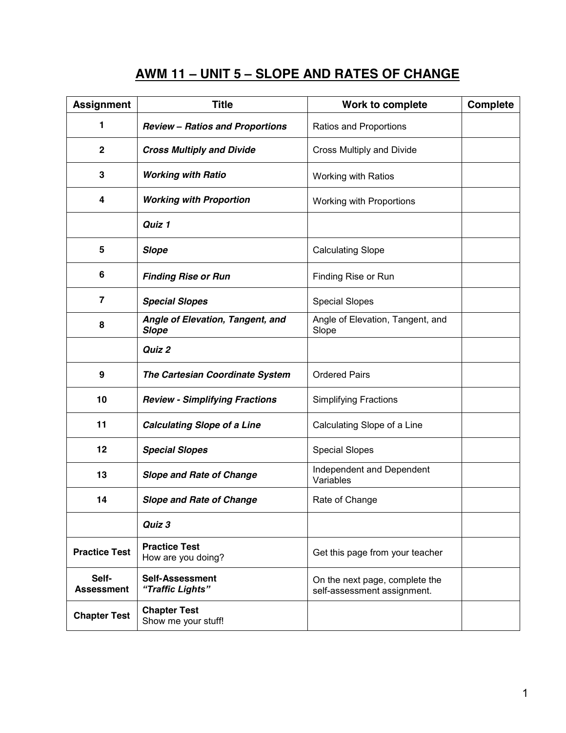# AWM 11 – UNIT 5 – SLOPE AND RATES OF CHANGE

| Assignment | Title | Work to complete | Complete |
|---|---|---|---|
| **1** | ***Review – Ratios and Proportions*** | Ratios and Proportions | |
| **2** | ***Cross Multiply and Divide*** | Cross Multiply and Divide | |
| **3** | ***Working with Ratio*** | Working with Ratios | |
| **4** | ***Working with Proportion*** | Working with Proportions | |
| | ***Quiz 1*** | | |
| **5** | ***Slope*** | Calculating Slope | |
| **6** | ***Finding Rise or Run*** | Finding Rise or Run | |
| **7** | ***Special Slopes*** | Special Slopes | |
| **8** | ***Angle of Elevation, Tangent, and Slope*** | Angle of Elevation, Tangent, and Slope | |
| | ***Quiz 2*** | | |
| **9** | ***The Cartesian Coordinate System*** | Ordered Pairs | |
| **10** | ***Review - Simplifying Fractions*** | Simplifying Fractions | |
| **11** | ***Calculating Slope of a Line*** | Calculating Slope of a Line | |
| **12** | ***Special Slopes*** | Special Slopes | |
| **13** | ***Slope and Rate of Change*** | Independent and Dependent Variables | |
| **14** | ***Slope and Rate of Change*** | Rate of Change | |
| | ***Quiz 3*** | | |
| **Practice Test** | **Practice Test** How are you doing? | Get this page from your teacher | |
| **Self-Assessment** | **Self-Assessment** ***"Traffic Lights"*** | On the next page, complete the self-assessment assignment. | |
| **Chapter Test** | **Chapter Test** Show me your stuff! | | |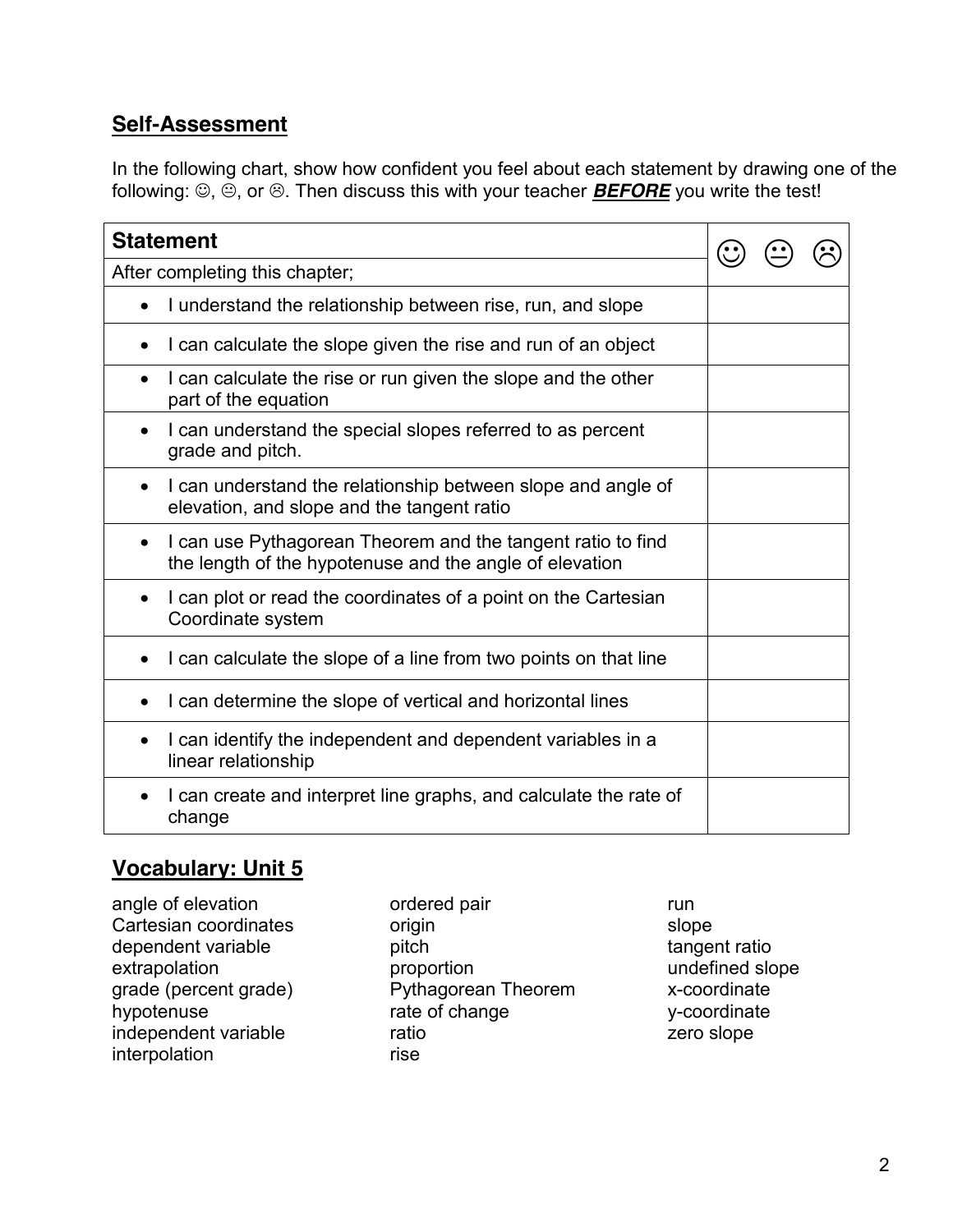## Self-Assessment

In the following chart, show how confident you feel about each statement by drawing one of the following: ☺, 😐, or ☹. Then discuss this with your teacher ***BEFORE*** you write the test!

| Statement | ☺ 😐 ☹ |
|---|---|
| After completing this chapter; | |
| • I understand the relationship between rise, run, and slope | |
| • I can calculate the slope given the rise and run of an object | |
| • I can calculate the rise or run given the slope and the other part of the equation | |
| • I can understand the special slopes referred to as percent grade and pitch. | |
| • I can understand the relationship between slope and angle of elevation, and slope and the tangent ratio | |
| • I can use Pythagorean Theorem and the tangent ratio to find the length of the hypotenuse and the angle of elevation | |
| • I can plot or read the coordinates of a point on the Cartesian Coordinate system | |
| • I can calculate the slope of a line from two points on that line | |
| • I can determine the slope of vertical and horizontal lines | |
| • I can identify the independent and dependent variables in a linear relationship | |
| • I can create and interpret line graphs, and calculate the rate of change | |

## Vocabulary: Unit 5

angle of elevation
Cartesian coordinates
dependent variable
extrapolation
grade (percent grade)
hypotenuse
independent variable
interpolation
ordered pair
origin
pitch
proportion
Pythagorean Theorem
rate of change
ratio
rise
run
slope
tangent ratio
undefined slope
x-coordinate
y-coordinate
zero slope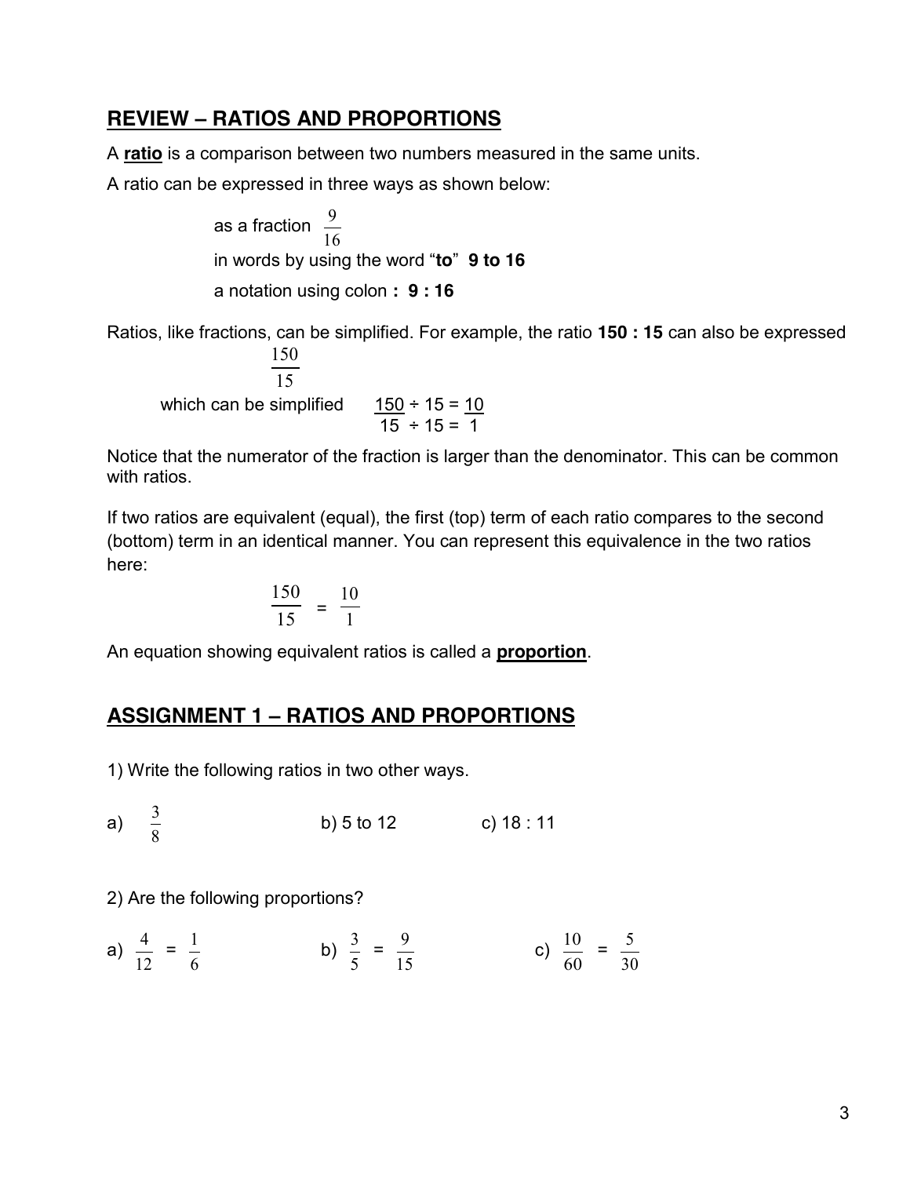## REVIEW – RATIOS AND PROPORTIONS

A **ratio** is a comparison between two numbers measured in the same units.

A ratio can be expressed in three ways as shown below:

as a fraction $\frac{9}{16}$

in words by using the word "**to**" **9 to 16**

a notation using colon **: 9 : 16**

Ratios, like fractions, can be simplified. For example, the ratio **150 : 15** can also be expressed

$$\frac{150}{15}$$

which can be simplified $\frac{150 \div 15}{15 \div 15} = \frac{10}{1}$

Notice that the numerator of the fraction is larger than the denominator. This can be common with ratios.

If two ratios are equivalent (equal), the first (top) term of each ratio compares to the second (bottom) term in an identical manner. You can represent this equivalence in the two ratios here:

$$\frac{150}{15} = \frac{10}{1}$$

An equation showing equivalent ratios is called a **proportion**.

## ASSIGNMENT 1 – RATIOS AND PROPORTIONS

1) Write the following ratios in two other ways.

a) $\frac{3}{8}$ b) 5 to 12 c) 18 : 11

2) Are the following proportions?

a) $\frac{4}{12} = \frac{1}{6}$ b) $\frac{3}{5} = \frac{9}{15}$ c) $\frac{10}{60} = \frac{5}{30}$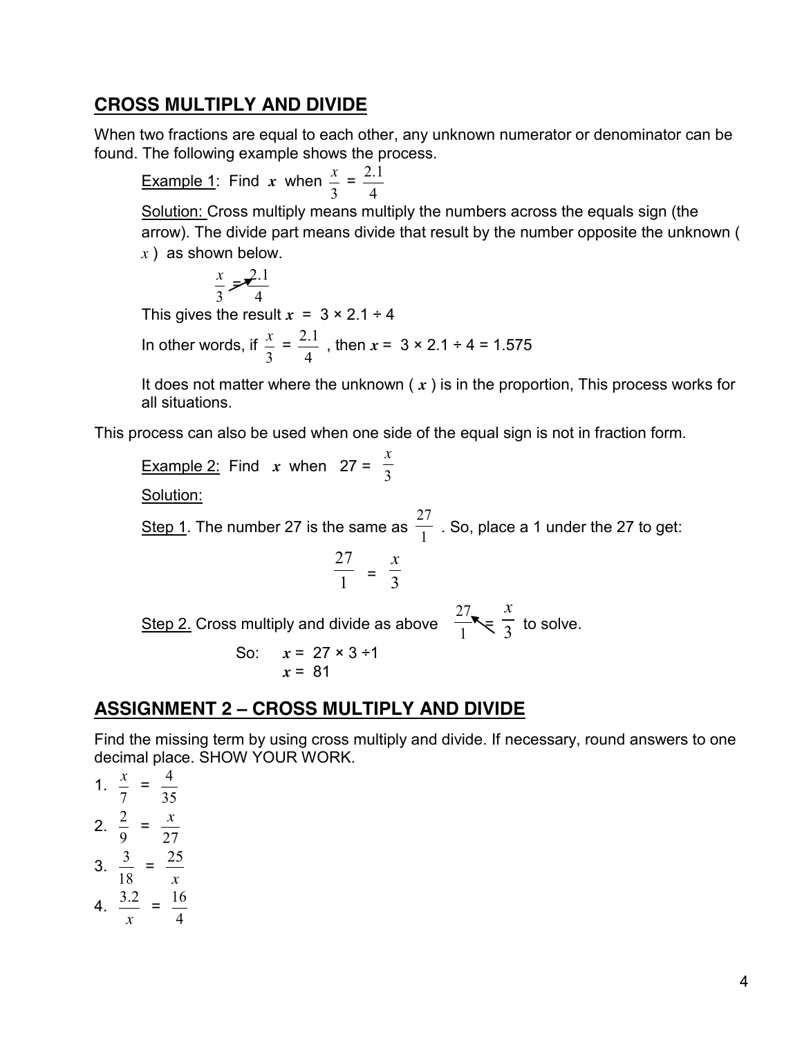## CROSS MULTIPLY AND DIVIDE

When two fractions are equal to each other, any unknown numerator or denominator can be found. The following example shows the process.

Example 1: Find $x$ when $\frac{x}{3} = \frac{2.1}{4}$

Solution: Cross multiply means multiply the numbers across the equals sign (the arrow). The divide part means divide that result by the number opposite the unknown ( $x$ ) as shown below.

$$\frac{x}{3} = \frac{2.1}{4}$$

This gives the result $x = 3 \times 2.1 \div 4$

In other words, if $\frac{x}{3} = \frac{2.1}{4}$ , then $x = 3 \times 2.1 \div 4 = 1.575$

It does not matter where the unknown ( $x$ ) is in the proportion, This process works for all situations.

This process can also be used when one side of the equal sign is not in fraction form.

Example 2: Find $x$ when $27 = \frac{x}{3}$

Solution:

Step 1. The number 27 is the same as $\frac{27}{1}$ . So, place a 1 under the 27 to get:

$$\frac{27}{1} = \frac{x}{3}$$

Step 2. Cross multiply and divide as above $\frac{27}{1} = \frac{x}{3}$ to solve.

So: $x = 27 \times 3 \div 1$
$x = 81$

## ASSIGNMENT 2 – CROSS MULTIPLY AND DIVIDE

Find the missing term by using cross multiply and divide. If necessary, round answers to one decimal place. SHOW YOUR WORK.

1. $\frac{x}{7} = \frac{4}{35}$
2. $\frac{2}{9} = \frac{x}{27}$
3. $\frac{3}{18} = \frac{25}{x}$
4. $\frac{3.2}{x} = \frac{16}{4}$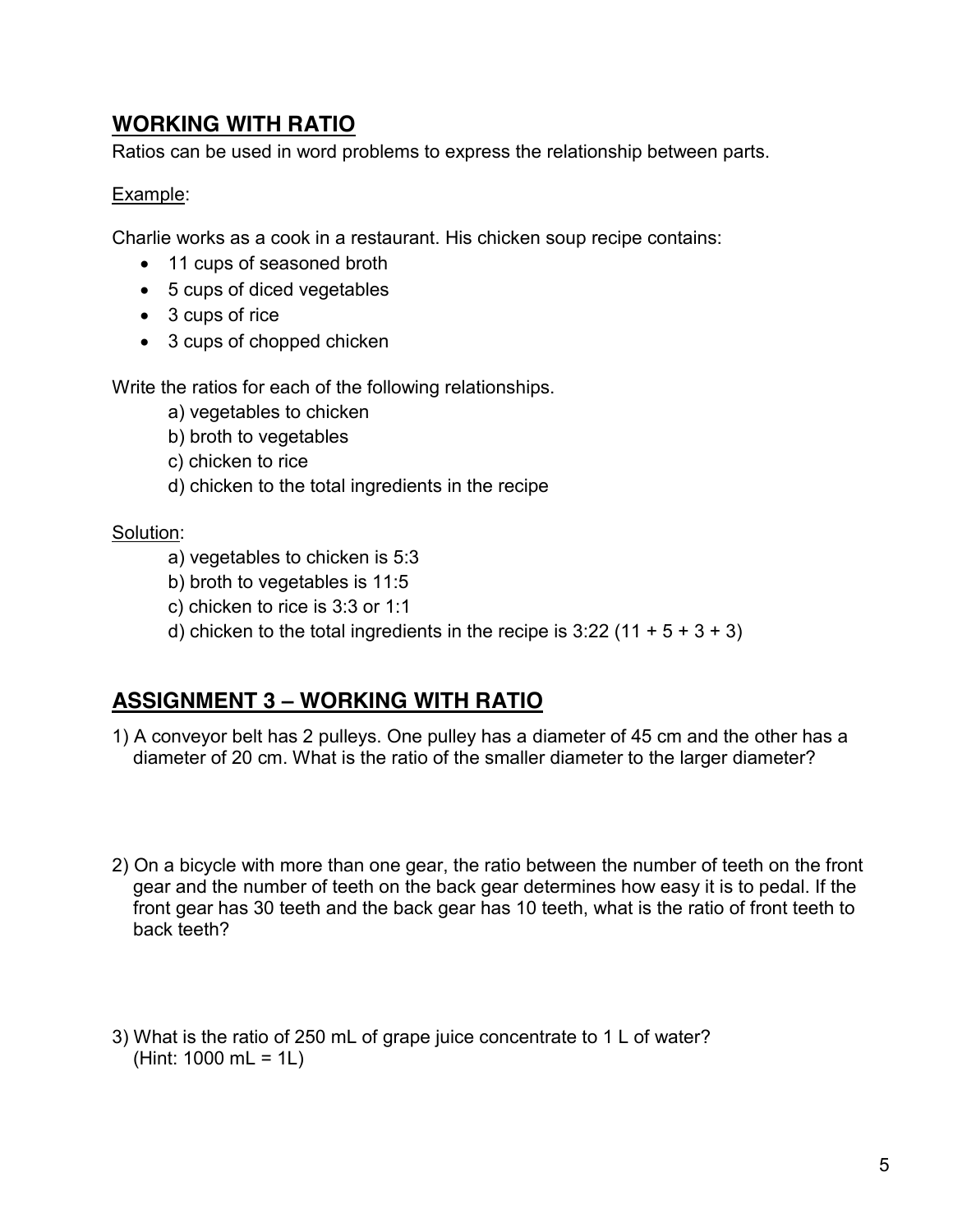## WORKING WITH RATIO

Ratios can be used in word problems to express the relationship between parts.

Example:

Charlie works as a cook in a restaurant. His chicken soup recipe contains:

- 11 cups of seasoned broth
- 5 cups of diced vegetables
- 3 cups of rice
- 3 cups of chopped chicken

Write the ratios for each of the following relationships.

a) vegetables to chicken
b) broth to vegetables
c) chicken to rice
d) chicken to the total ingredients in the recipe

Solution:

a) vegetables to chicken is 5:3
b) broth to vegetables is 11:5
c) chicken to rice is 3:3 or 1:1
d) chicken to the total ingredients in the recipe is 3:22 (11 + 5 + 3 + 3)

## ASSIGNMENT 3 – WORKING WITH RATIO

1) A conveyor belt has 2 pulleys. One pulley has a diameter of 45 cm and the other has a diameter of 20 cm. What is the ratio of the smaller diameter to the larger diameter?

2) On a bicycle with more than one gear, the ratio between the number of teeth on the front gear and the number of teeth on the back gear determines how easy it is to pedal. If the front gear has 30 teeth and the back gear has 10 teeth, what is the ratio of front teeth to back teeth?

3) What is the ratio of 250 mL of grape juice concentrate to 1 L of water? (Hint: 1000 mL = 1L)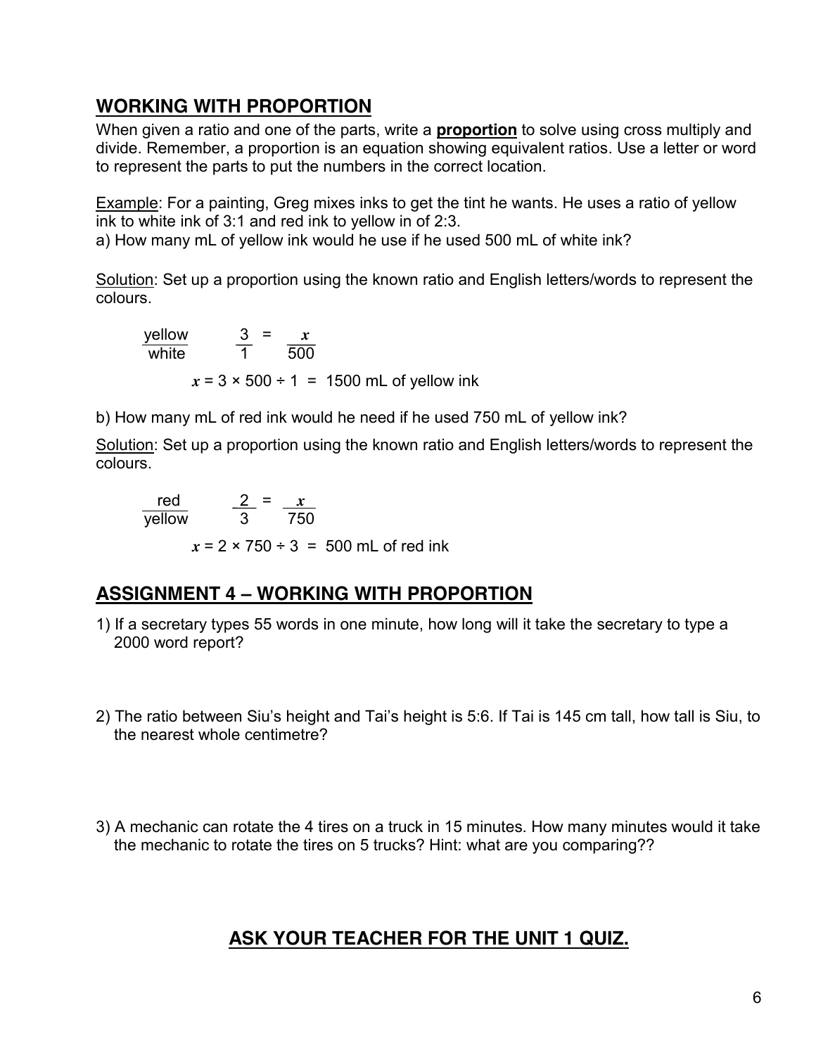## WORKING WITH PROPORTION

When given a ratio and one of the parts, write a **proportion** to solve using cross multiply and divide. Remember, a proportion is an equation showing equivalent ratios. Use a letter or word to represent the parts to put the numbers in the correct location.

Example: For a painting, Greg mixes inks to get the tint he wants. He uses a ratio of yellow ink to white ink of 3:1 and red ink to yellow in of 2:3.

a) How many mL of yellow ink would he use if he used 500 mL of white ink?

Solution: Set up a proportion using the known ratio and English letters/words to represent the colours.

$$\frac{\text{yellow}}{\text{white}} \qquad \frac{3}{1} = \frac{x}{500}$$

$x = 3 \times 500 \div 1 = 1500$ mL of yellow ink

b) How many mL of red ink would he need if he used 750 mL of yellow ink?

Solution: Set up a proportion using the known ratio and English letters/words to represent the colours.

$$\frac{\text{red}}{\text{yellow}} \qquad \frac{2}{3} = \frac{x}{750}$$

$x = 2 \times 750 \div 3 = 500$ mL of red ink

## ASSIGNMENT 4 – WORKING WITH PROPORTION

1) If a secretary types 55 words in one minute, how long will it take the secretary to type a 2000 word report?

2) The ratio between Siu's height and Tai's height is 5:6. If Tai is 145 cm tall, how tall is Siu, to the nearest whole centimetre?

3) A mechanic can rotate the 4 tires on a truck in 15 minutes. How many minutes would it take the mechanic to rotate the tires on 5 trucks? Hint: what are you comparing??

## ASK YOUR TEACHER FOR THE UNIT 1 QUIZ.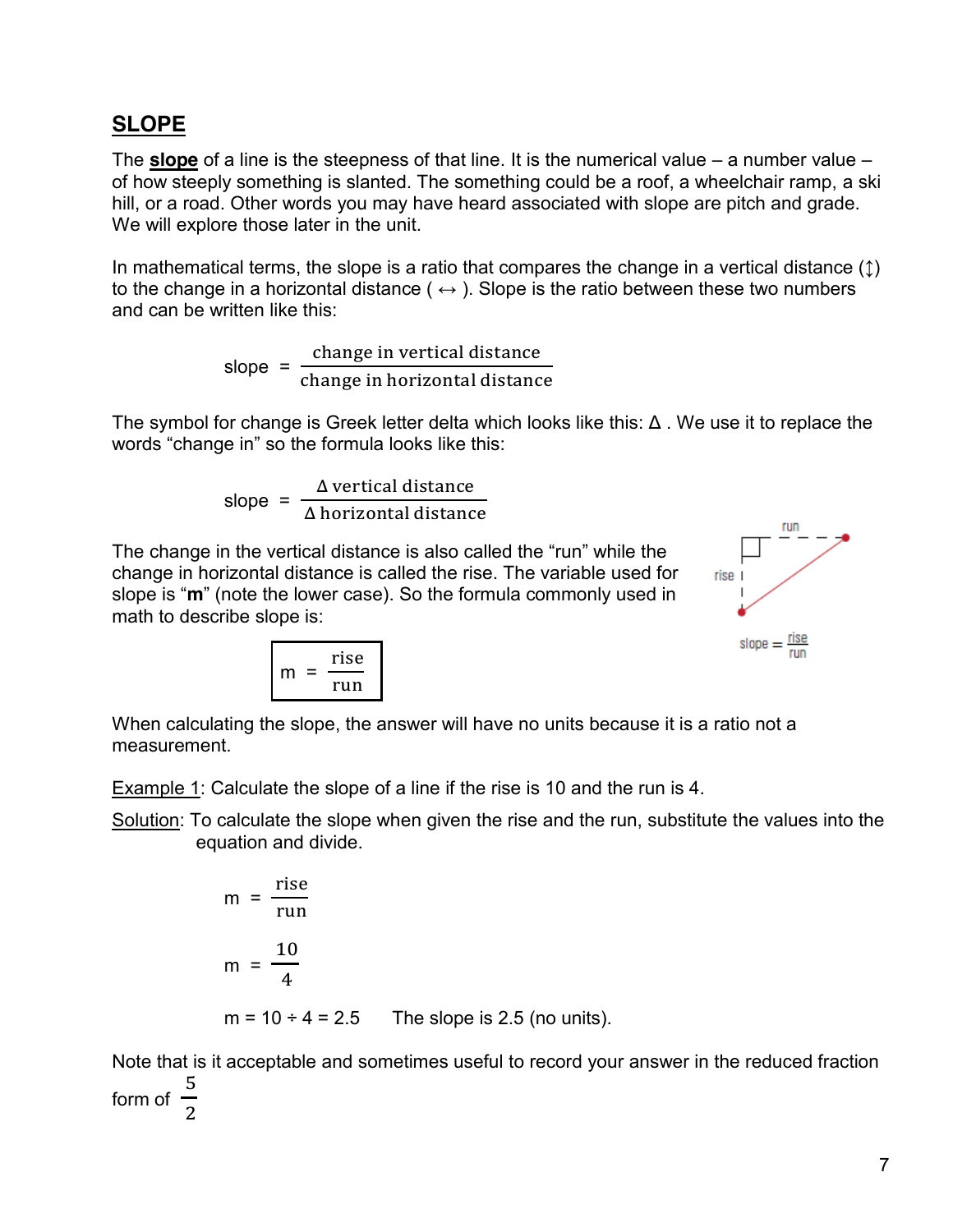## SLOPE

The **slope** of a line is the steepness of that line. It is the numerical value – a number value – of how steeply something is slanted. The something could be a roof, a wheelchair ramp, a ski hill, or a road. Other words you may have heard associated with slope are pitch and grade. We will explore those later in the unit.

In mathematical terms, the slope is a ratio that compares the change in a vertical distance (↕) to the change in a horizontal distance ( ↔ ). Slope is the ratio between these two numbers and can be written like this:

$$\text{slope} = \frac{\text{change in vertical distance}}{\text{change in horizontal distance}}$$

The symbol for change is Greek letter delta which looks like this: Δ . We use it to replace the words "change in" so the formula looks like this:

$$\text{slope} = \frac{\Delta\,\text{vertical distance}}{\Delta\,\text{horizontal distance}}$$

The change in the vertical distance is also called the "run" while the change in horizontal distance is called the rise. The variable used for slope is "**m**" (note the lower case). So the formula commonly used in math to describe slope is:

run

rise

$$\text{slope} = \frac{\text{rise}}{\text{run}}$$

$$m = \frac{\text{rise}}{\text{run}}$$

When calculating the slope, the answer will have no units because it is a ratio not a measurement.

Example 1: Calculate the slope of a line if the rise is 10 and the run is 4.

Solution: To calculate the slope when given the rise and the run, substitute the values into the equation and divide.

$$m = \frac{\text{rise}}{\text{run}}$$

$$m = \frac{10}{4}$$

$m = 10 \div 4 = 2.5$ The slope is 2.5 (no units).

Note that is it acceptable and sometimes useful to record your answer in the reduced fraction form of $\frac{5}{2}$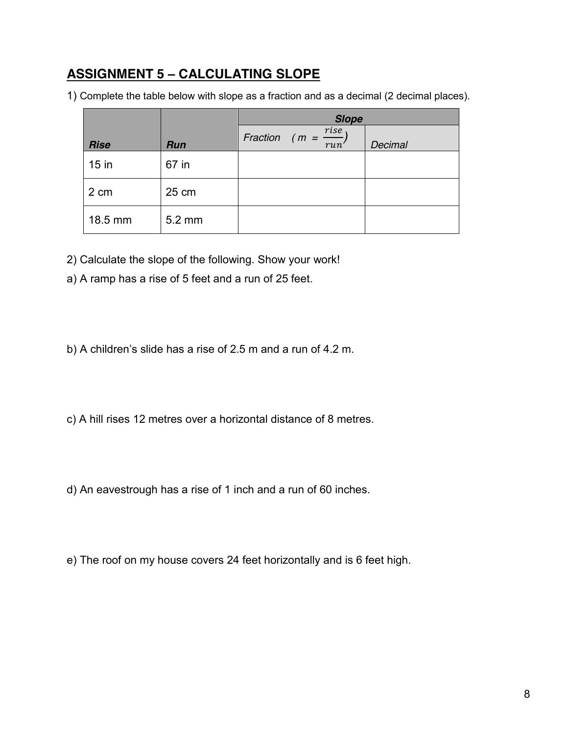## ASSIGNMENT 5 – CALCULATING SLOPE

1) Complete the table below with slope as a fraction and as a decimal (2 decimal places).

| | | ***Slope*** | |
|---|---|---|---|
| ***Rise*** | ***Run*** | *Fraction* $( m = \frac{rise}{run})$ | *Decimal* |
| 15 in | 67 in | | |
| 2 cm | 25 cm | | |
| 18.5 mm | 5.2 mm | | |

2) Calculate the slope of the following. Show your work!

a) A ramp has a rise of 5 feet and a run of 25 feet.

b) A children's slide has a rise of 2.5 m and a run of 4.2 m.

c) A hill rises 12 metres over a horizontal distance of 8 metres.

d) An eavestrough has a rise of 1 inch and a run of 60 inches.

e) The roof on my house covers 24 feet horizontally and is 6 feet high.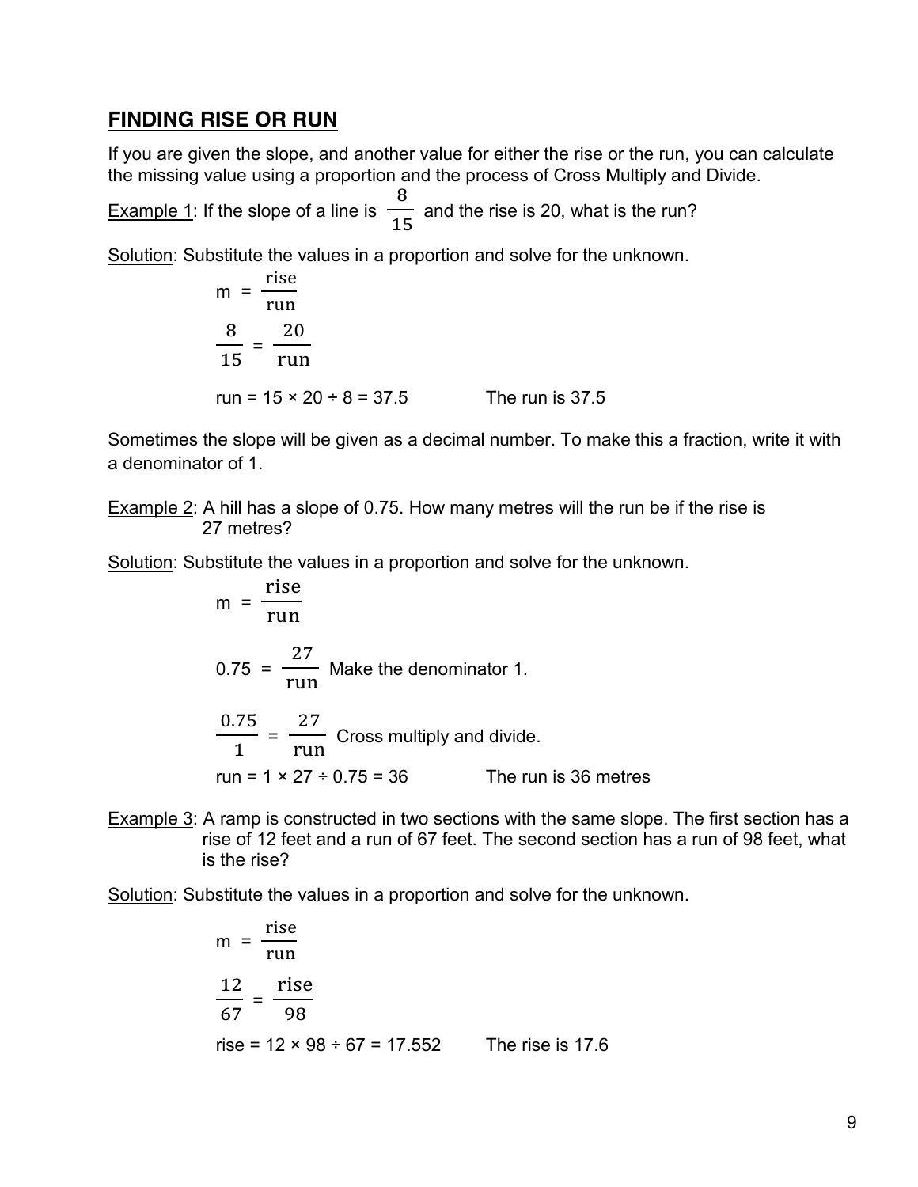## FINDING RISE OR RUN

If you are given the slope, and another value for either the rise or the run, you can calculate the missing value using a proportion and the process of Cross Multiply and Divide.

Example 1: If the slope of a line is $\frac{8}{15}$ and the rise is 20, what is the run?

Solution: Substitute the values in a proportion and solve for the unknown.

$$m = \frac{\text{rise}}{\text{run}}$$

$$\frac{8}{15} = \frac{20}{\text{run}}$$

run = 15 × 20 ÷ 8 = 37.5 The run is 37.5

Sometimes the slope will be given as a decimal number. To make this a fraction, write it with a denominator of 1.

Example 2: A hill has a slope of 0.75. How many metres will the run be if the rise is 27 metres?

Solution: Substitute the values in a proportion and solve for the unknown.

$$m = \frac{\text{rise}}{\text{run}}$$

$0.75 = \frac{27}{\text{run}}$ Make the denominator 1.

$\frac{0.75}{1} = \frac{27}{\text{run}}$ Cross multiply and divide.

run = 1 × 27 ÷ 0.75 = 36 The run is 36 metres

Example 3: A ramp is constructed in two sections with the same slope. The first section has a rise of 12 feet and a run of 67 feet. The second section has a run of 98 feet, what is the rise?

Solution: Substitute the values in a proportion and solve for the unknown.

$$m = \frac{\text{rise}}{\text{run}}$$

$$\frac{12}{67} = \frac{\text{rise}}{98}$$

rise = 12 × 98 ÷ 67 = 17.552 The rise is 17.6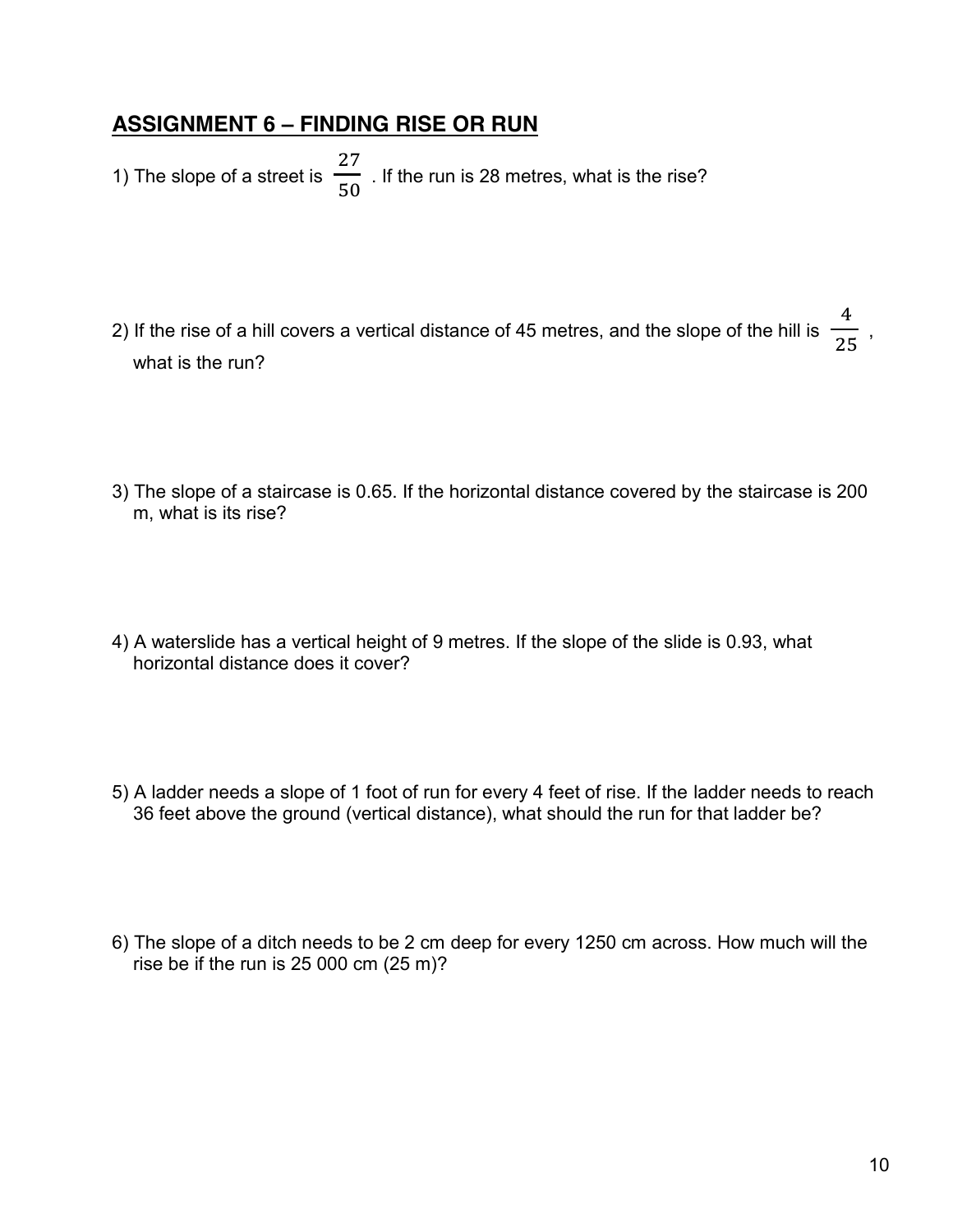## ASSIGNMENT 6 – FINDING RISE OR RUN

1) The slope of a street is $\frac{27}{50}$ . If the run is 28 metres, what is the rise?

2) If the rise of a hill covers a vertical distance of 45 metres, and the slope of the hill is $\frac{4}{25}$ , what is the run?

3) The slope of a staircase is 0.65. If the horizontal distance covered by the staircase is 200 m, what is its rise?

4) A waterslide has a vertical height of 9 metres. If the slope of the slide is 0.93, what horizontal distance does it cover?

5) A ladder needs a slope of 1 foot of run for every 4 feet of rise. If the ladder needs to reach 36 feet above the ground (vertical distance), what should the run for that ladder be?

6) The slope of a ditch needs to be 2 cm deep for every 1250 cm across. How much will the rise be if the run is 25 000 cm (25 m)?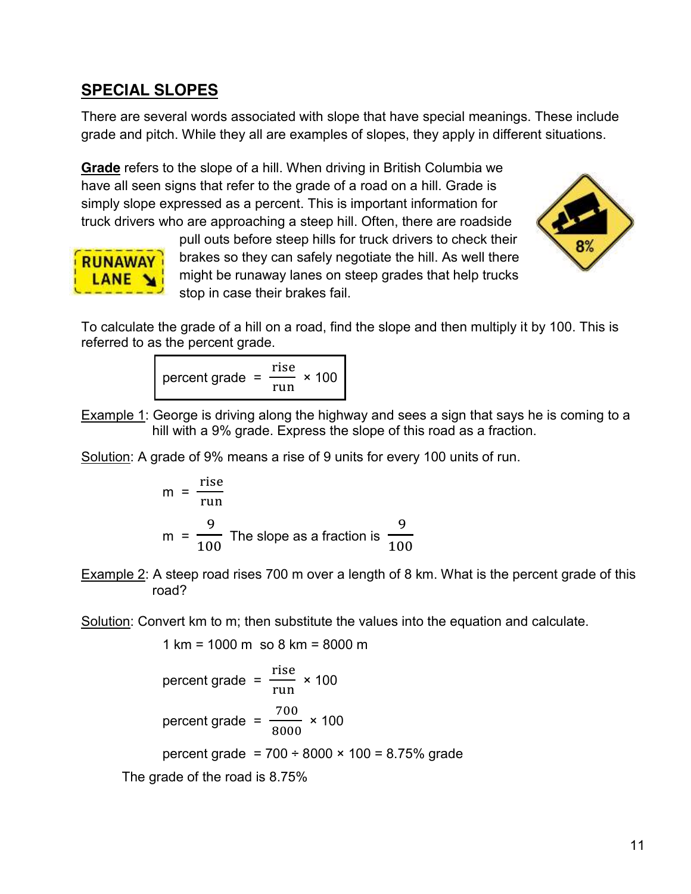## SPECIAL SLOPES

There are several words associated with slope that have special meanings. These include grade and pitch. While they all are examples of slopes, they apply in different situations.

**Grade** refers to the slope of a hill. When driving in British Columbia we have all seen signs that refer to the grade of a road on a hill. Grade is simply slope expressed as a percent. This is important information for truck drivers who are approaching a steep hill. Often, there are roadside pull outs before steep hills for truck drivers to check their brakes so they can safely negotiate the hill. As well there might be runaway lanes on steep grades that help trucks stop in case their brakes fail.

To calculate the grade of a hill on a road, find the slope and then multiply it by 100. This is referred to as the percent grade.

$$\text{percent grade} = \frac{\text{rise}}{\text{run}} \times 100$$

Example 1: George is driving along the highway and sees a sign that says he is coming to a hill with a 9% grade. Express the slope of this road as a fraction.

Solution: A grade of 9% means a rise of 9 units for every 100 units of run.

$$m = \frac{\text{rise}}{\text{run}}$$

$$m = \frac{9}{100}$$ The slope as a fraction is $\frac{9}{100}$

Example 2: A steep road rises 700 m over a length of 8 km. What is the percent grade of this road?

Solution: Convert km to m; then substitute the values into the equation and calculate.

1 km = 1000 m so 8 km = 8000 m

$$\text{percent grade} = \frac{\text{rise}}{\text{run}} \times 100$$

$$\text{percent grade} = \frac{700}{8000} \times 100$$

percent grade = 700 ÷ 8000 × 100 = 8.75% grade

The grade of the road is 8.75%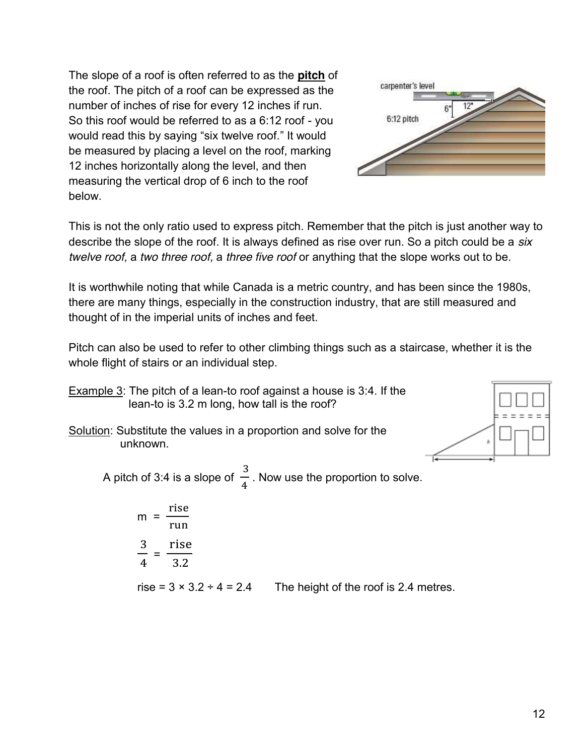The slope of a roof is often referred to as the **pitch** of the roof. The pitch of a roof can be expressed as the number of inches of rise for every 12 inches if run. So this roof would be referred to as a 6:12 roof - you would read this by saying "six twelve roof." It would be measured by placing a level on the roof, marking 12 inches horizontally along the level, and then measuring the vertical drop of 6 inch to the roof below.

This is not the only ratio used to express pitch. Remember that the pitch is just another way to describe the slope of the roof. It is always defined as rise over run. So a pitch could be a *six twelve roof*, a *two three roof,* a *three five roof* or anything that the slope works out to be.

It is worthwhile noting that while Canada is a metric country, and has been since the 1980s, there are many things, especially in the construction industry, that are still measured and thought of in the imperial units of inches and feet.

Pitch can also be used to refer to other climbing things such as a staircase, whether it is the whole flight of stairs or an individual step.

Example 3: The pitch of a lean-to roof against a house is 3:4. If the lean-to is 3.2 m long, how tall is the roof?

Solution: Substitute the values in a proportion and solve for the unknown.

A pitch of 3:4 is a slope of $\frac{3}{4}$. Now use the proportion to solve.

$$m = \frac{\text{rise}}{\text{run}}$$

$$\frac{3}{4} = \frac{\text{rise}}{3.2}$$

rise $= 3 \times 3.2 \div 4 = 2.4$ The height of the roof is 2.4 metres.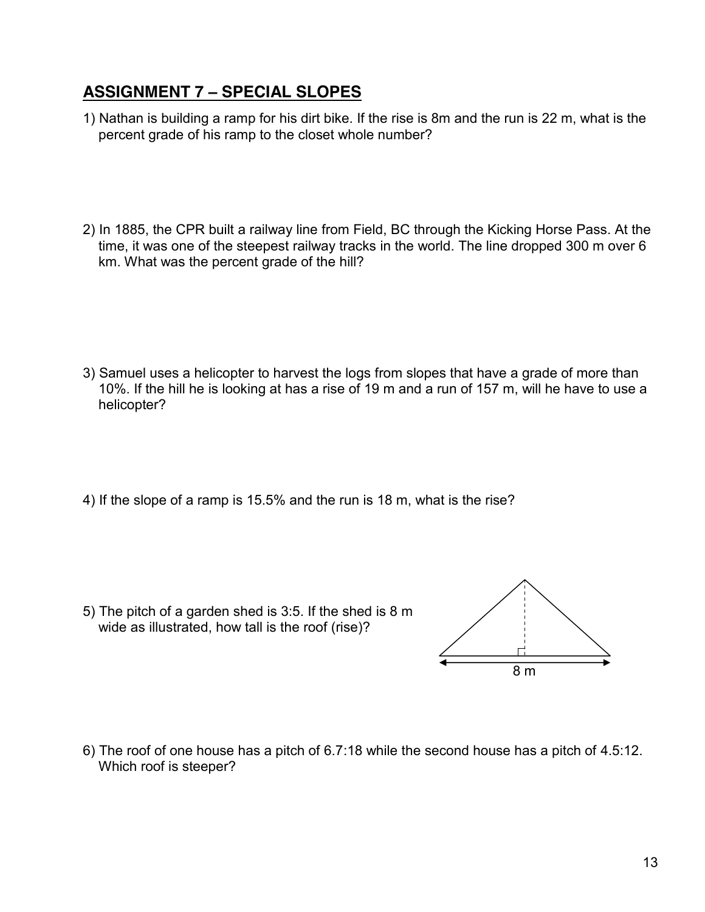## ASSIGNMENT 7 – SPECIAL SLOPES

1) Nathan is building a ramp for his dirt bike. If the rise is 8m and the run is 22 m, what is the percent grade of his ramp to the closet whole number?

2) In 1885, the CPR built a railway line from Field, BC through the Kicking Horse Pass. At the time, it was one of the steepest railway tracks in the world. The line dropped 300 m over 6 km. What was the percent grade of the hill?

3) Samuel uses a helicopter to harvest the logs from slopes that have a grade of more than 10%. If the hill he is looking at has a rise of 19 m and a run of 157 m, will he have to use a helicopter?

4) If the slope of a ramp is 15.5% and the run is 18 m, what is the rise?

5) The pitch of a garden shed is 3:5. If the shed is 8 m wide as illustrated, how tall is the roof (rise)?

8 m

6) The roof of one house has a pitch of 6.7:18 while the second house has a pitch of 4.5:12. Which roof is steeper?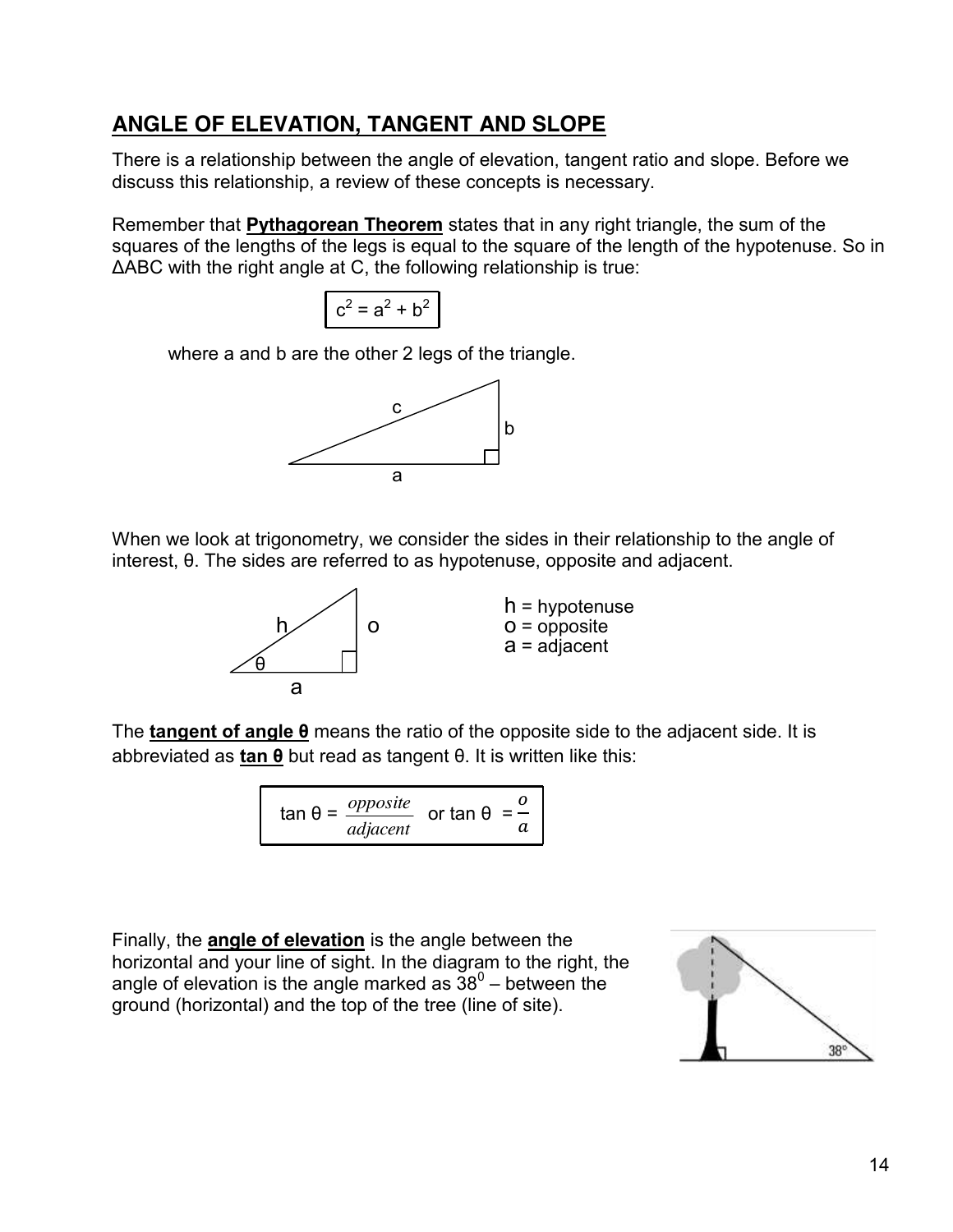## ANGLE OF ELEVATION, TANGENT AND SLOPE

There is a relationship between the angle of elevation, tangent ratio and slope. Before we discuss this relationship, a review of these concepts is necessary.

Remember that **Pythagorean Theorem** states that in any right triangle, the sum of the squares of the lengths of the legs is equal to the square of the length of the hypotenuse. So in ΔABC with the right angle at C, the following relationship is true:

$$c^2 = a^2 + b^2$$

where a and b are the other 2 legs of the triangle.

When we look at trigonometry, we consider the sides in their relationship to the angle of interest, θ. The sides are referred to as hypotenuse, opposite and adjacent.

h = hypotenuse
o = opposite
a = adjacent

The **tangent of angle θ** means the ratio of the opposite side to the adjacent side. It is abbreviated as **tan θ** but read as tangent θ. It is written like this:

$$\tan \theta = \frac{opposite}{adjacent} \quad \text{or} \quad \tan \theta = \frac{o}{a}$$

Finally, the **angle of elevation** is the angle between the horizontal and your line of sight. In the diagram to the right, the angle of elevation is the angle marked as $38^0$ – between the ground (horizontal) and the top of the tree (line of site).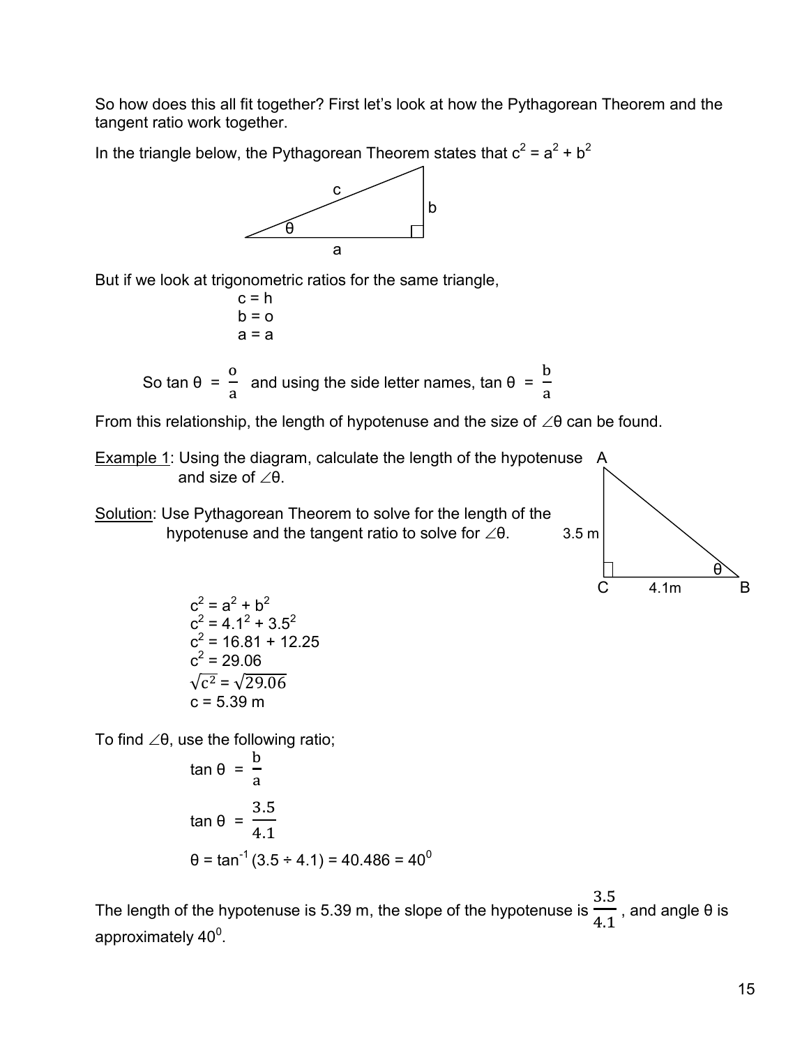So how does this all fit together? First let's look at how the Pythagorean Theorem and the tangent ratio work together.

In the triangle below, the Pythagorean Theorem states that $c^2 = a^2 + b^2$

But if we look at trigonometric ratios for the same triangle,

$c = h$
$b = o$
$a = a$

So $\tan\theta = \frac{o}{a}$ and using the side letter names, $\tan\theta = \frac{b}{a}$

From this relationship, the length of hypotenuse and the size of $\angle\theta$ can be found.

Example 1: Using the diagram, calculate the length of the hypotenuse and size of $\angle\theta$.

Solution: Use Pythagorean Theorem to solve for the length of the hypotenuse and the tangent ratio to solve for $\angle\theta$.

$c^2 = a^2 + b^2$
$c^2 = 4.1^2 + 3.5^2$
$c^2 = 16.81 + 12.25$
$c^2 = 29.06$
$\sqrt{c^2} = \sqrt{29.06}$
$c = 5.39$ m

To find $\angle\theta$, use the following ratio;

$\tan\theta = \frac{b}{a}$

$\tan\theta = \frac{3.5}{4.1}$

$\theta = \tan^{-1}(3.5 \div 4.1) = 40.486 = 40^0$

The length of the hypotenuse is 5.39 m, the slope of the hypotenuse is $\frac{3.5}{4.1}$, and angle θ is approximately $40^0$.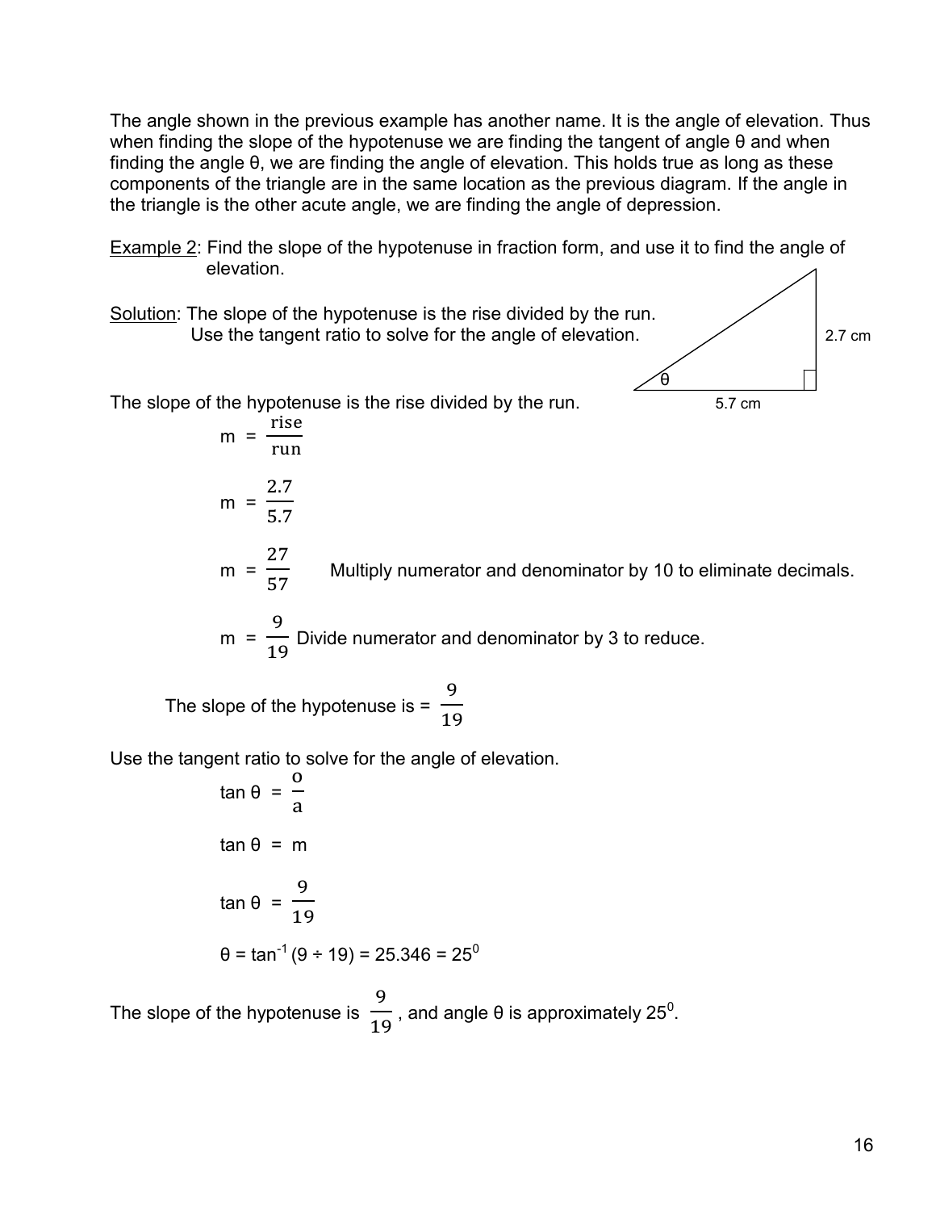The angle shown in the previous example has another name. It is the angle of elevation. Thus when finding the slope of the hypotenuse we are finding the tangent of angle θ and when finding the angle θ, we are finding the angle of elevation. This holds true as long as these components of the triangle are in the same location as the previous diagram. If the angle in the triangle is the other acute angle, we are finding the angle of depression.

Example 2: Find the slope of the hypotenuse in fraction form, and use it to find the angle of elevation.

2.7 cm

θ

5.7 cm

Solution: The slope of the hypotenuse is the rise divided by the run. Use the tangent ratio to solve for the angle of elevation.

The slope of the hypotenuse is the rise divided by the run.

$$m = \frac{\text{rise}}{\text{run}}$$

$$m = \frac{2.7}{5.7}$$

$$m = \frac{27}{57}$$ Multiply numerator and denominator by 10 to eliminate decimals.

$$m = \frac{9}{19}$$ Divide numerator and denominator by 3 to reduce.

The slope of the hypotenuse is = $\frac{9}{19}$

Use the tangent ratio to solve for the angle of elevation.

$$\tan \theta = \frac{o}{a}$$

$$\tan \theta = m$$

$$\tan \theta = \frac{9}{19}$$

$$\theta = \tan^{-1}(9 \div 19) = 25.346 = 25^0$$

The slope of the hypotenuse is $\frac{9}{19}$, and angle θ is approximately $25^0$.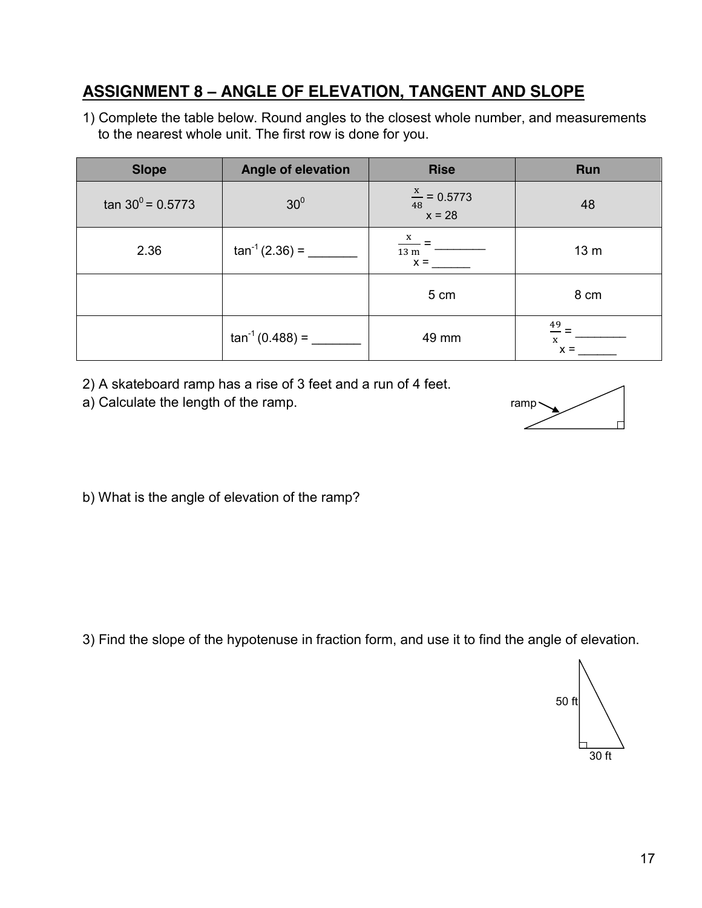## ASSIGNMENT 8 – ANGLE OF ELEVATION, TANGENT AND SLOPE

1) Complete the table below. Round angles to the closest whole number, and measurements to the nearest whole unit. The first row is done for you.

| Slope | Angle of elevation | Rise | Run |
|---|---|---|---|
| $\tan 30^0 = 0.5773$ | $30^0$ | $\frac{x}{48} = 0.5773$<br>$x = 28$ | 48 |
| 2.36 | $\tan^{-1}(2.36) =$ _______ | $\frac{x}{13\text{ m}} =$ ________<br>$x =$ ______ | 13 m |
| | | 5 cm | 8 cm |
| | $\tan^{-1}(0.488) =$ _______ | 49 mm | $\frac{49}{x} =$ ________<br>$x =$ ______ |

2) A skateboard ramp has a rise of 3 feet and a run of 4 feet.

a) Calculate the length of the ramp.

ramp

b) What is the angle of elevation of the ramp?

3) Find the slope of the hypotenuse in fraction form, and use it to find the angle of elevation.

50 ft

30 ft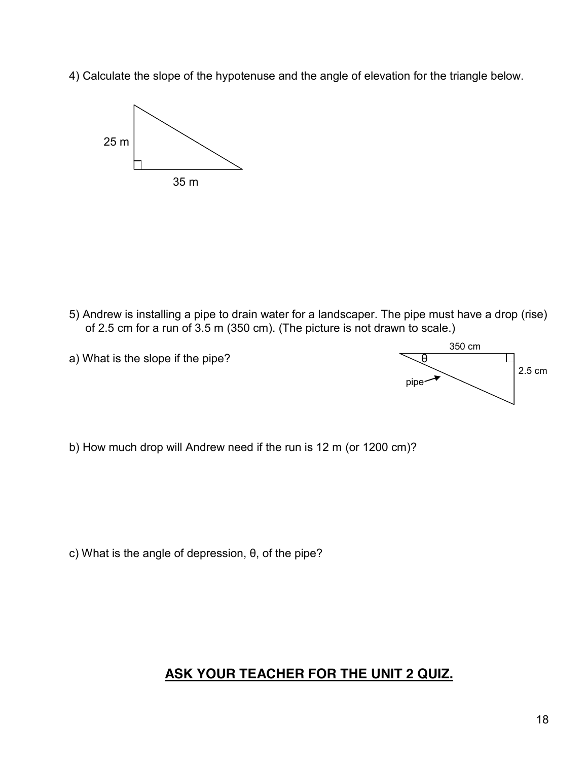4) Calculate the slope of the hypotenuse and the angle of elevation for the triangle below.

25 m

35 m

5) Andrew is installing a pipe to drain water for a landscaper. The pipe must have a drop (rise) of 2.5 cm for a run of 3.5 m (350 cm). (The picture is not drawn to scale.)

a) What is the slope if the pipe?

350 cm

θ

2.5 cm

pipe

b) How much drop will Andrew need if the run is 12 m (or 1200 cm)?

c) What is the angle of depression, θ, of the pipe?

## **ASK YOUR TEACHER FOR THE UNIT 2 QUIZ.**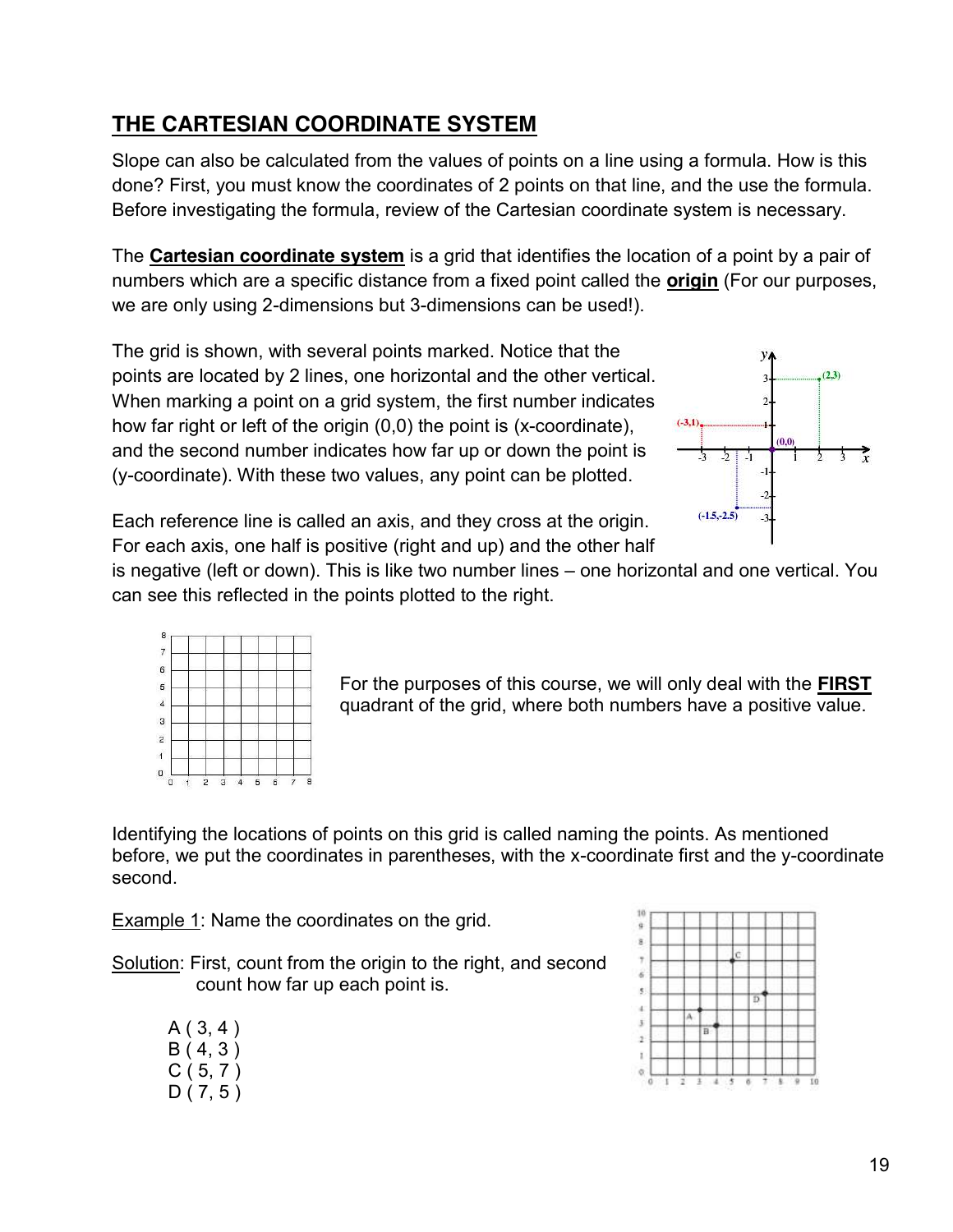## THE CARTESIAN COORDINATE SYSTEM

Slope can also be calculated from the values of points on a line using a formula. How is this done? First, you must know the coordinates of 2 points on that line, and the use the formula. Before investigating the formula, review of the Cartesian coordinate system is necessary.

The **Cartesian coordinate system** is a grid that identifies the location of a point by a pair of numbers which are a specific distance from a fixed point called the **origin** (For our purposes, we are only using 2-dimensions but 3-dimensions can be used!).

The grid is shown, with several points marked. Notice that the points are located by 2 lines, one horizontal and the other vertical. When marking a point on a grid system, the first number indicates how far right or left of the origin (0,0) the point is (x-coordinate), and the second number indicates how far up or down the point is (y-coordinate). With these two values, any point can be plotted.

Each reference line is called an axis, and they cross at the origin. For each axis, one half is positive (right and up) and the other half is negative (left or down). This is like two number lines – one horizontal and one vertical. You can see this reflected in the points plotted to the right.

For the purposes of this course, we will only deal with the **FIRST** quadrant of the grid, where both numbers have a positive value.

Identifying the locations of points on this grid is called naming the points. As mentioned before, we put the coordinates in parentheses, with the x-coordinate first and the y-coordinate second.

Example 1: Name the coordinates on the grid.

Solution: First, count from the origin to the right, and second count how far up each point is.

A ( 3, 4 )
B ( 4, 3 )
C ( 5, 7 )
D ( 7, 5 )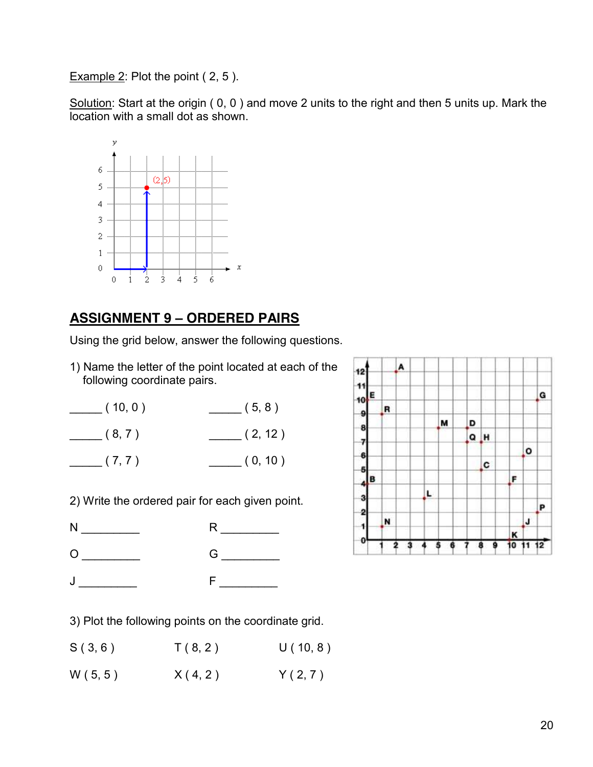Example 2: Plot the point ( 2, 5 ).

Solution: Start at the origin ( 0, 0 ) and move 2 units to the right and then 5 units up. Mark the location with a small dot as shown.

## ASSIGNMENT 9 – ORDERED PAIRS

Using the grid below, answer the following questions.

1) Name the letter of the point located at each of the following coordinate pairs.

_____ ( 10, 0 )  _____ ( 5, 8 )

_____ ( 8, 7 )  _____ ( 2, 12 )

_____ ( 7, 7 )  _____ ( 0, 10 )

2) Write the ordered pair for each given point.

N _________  R _________

O _________  G _________

J _________  F _________

3) Plot the following points on the coordinate grid.

S ( 3, 6 )  T ( 8, 2 )  U ( 10, 8 )

W ( 5, 5 )  X ( 4, 2 )  Y ( 2, 7 )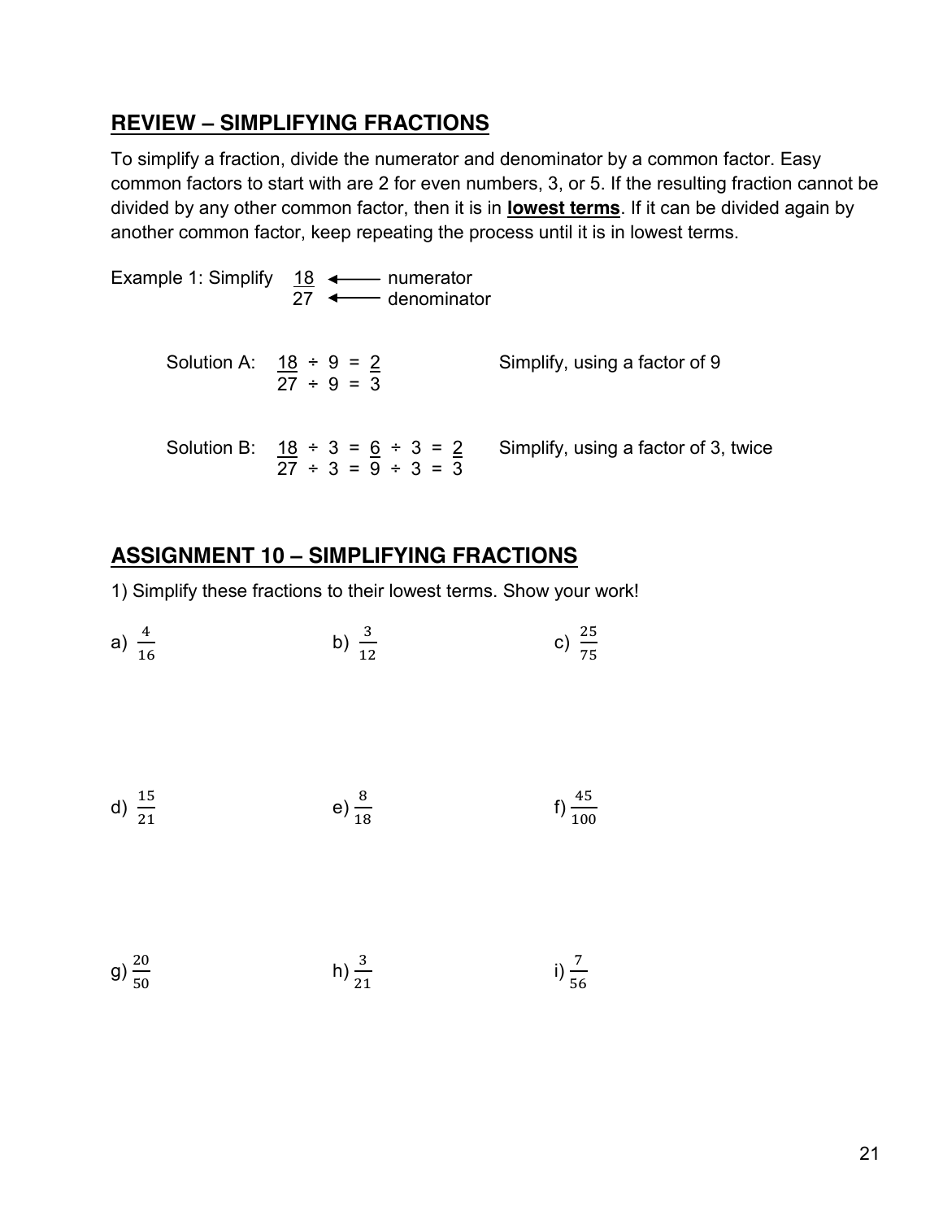## REVIEW – SIMPLIFYING FRACTIONS

To simplify a fraction, divide the numerator and denominator by a common factor. Easy common factors to start with are 2 for even numbers, 3, or 5. If the resulting fraction cannot be divided by any other common factor, then it is in **lowest terms**. If it can be divided again by another common factor, keep repeating the process until it is in lowest terms.

Example 1: Simplify $\frac{18}{27}$ ← numerator (18), ← denominator (27)

Solution A: $\frac{18 \div 9}{27 \div 9} = \frac{2}{3}$ — Simplify, using a factor of 9

Solution B: $\frac{18 \div 3}{27 \div 3} = \frac{6 \div 3}{9 \div 3} = \frac{2}{3}$ — Simplify, using a factor of 3, twice

## ASSIGNMENT 10 – SIMPLIFYING FRACTIONS

1) Simplify these fractions to their lowest terms. Show your work!

a) $\frac{4}{16}$

b) $\frac{3}{12}$

c) $\frac{25}{75}$

d) $\frac{15}{21}$

e) $\frac{8}{18}$

f) $\frac{45}{100}$

g) $\frac{20}{50}$

h) $\frac{3}{21}$

i) $\frac{7}{56}$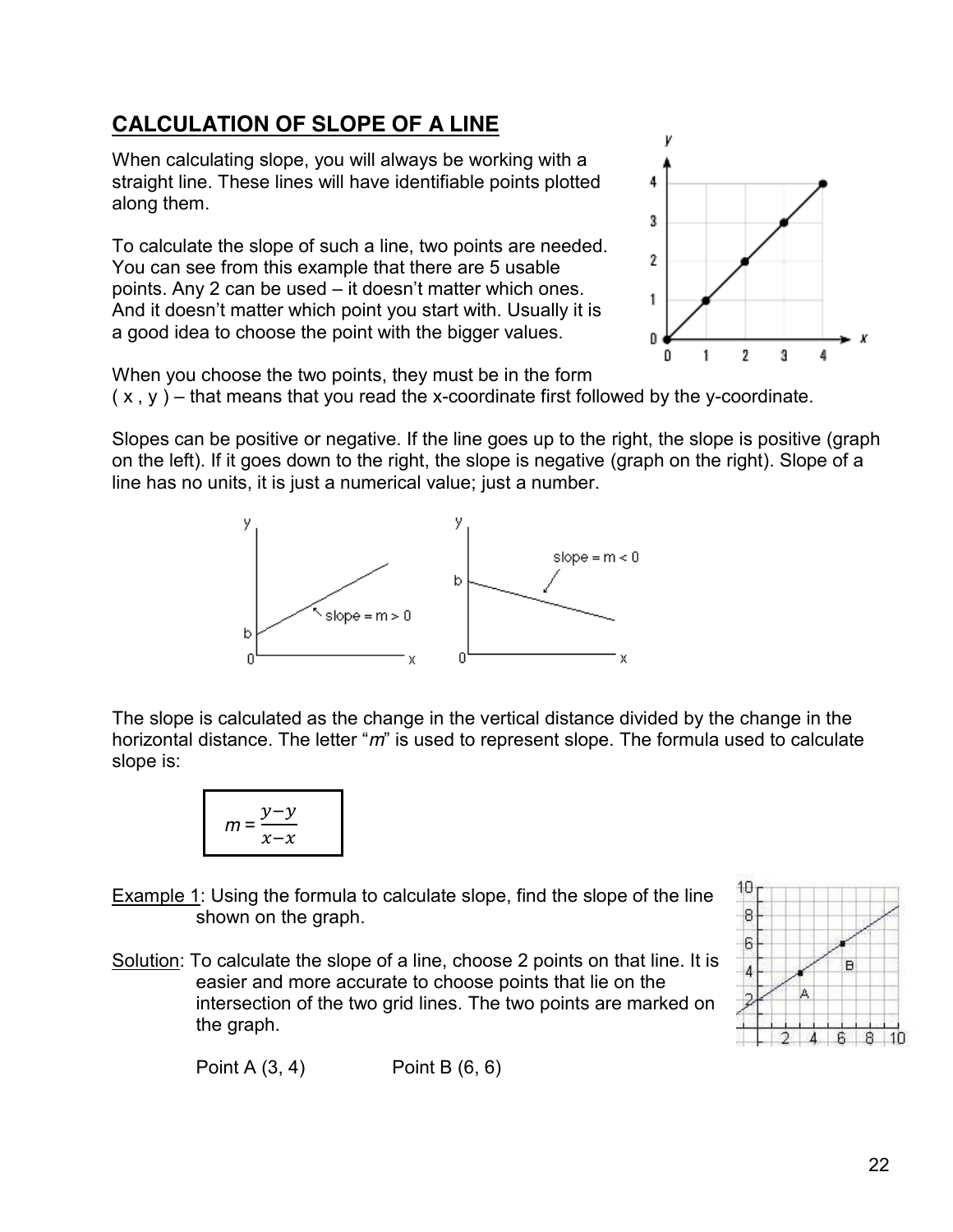## CALCULATION OF SLOPE OF A LINE

When calculating slope, you will always be working with a straight line. These lines will have identifiable points plotted along them.

To calculate the slope of such a line, two points are needed. You can see from this example that there are 5 usable points. Any 2 can be used – it doesn't matter which ones. And it doesn't matter which point you start with. Usually it is a good idea to choose the point with the bigger values.

When you choose the two points, they must be in the form ( x , y ) – that means that you read the x-coordinate first followed by the y-coordinate.

Slopes can be positive or negative. If the line goes up to the right, the slope is positive (graph on the left). If it goes down to the right, the slope is negative (graph on the right). Slope of a line has no units, it is just a numerical value; just a number.

The slope is calculated as the change in the vertical distance divided by the change in the horizontal distance. The letter "*m*" is used to represent slope. The formula used to calculate slope is:

$$m = \frac{y - y}{x - x}$$

Example 1: Using the formula to calculate slope, find the slope of the line shown on the graph.

Solution: To calculate the slope of a line, choose 2 points on that line. It is easier and more accurate to choose points that lie on the intersection of the two grid lines. The two points are marked on the graph.

Point A (3, 4) Point B (6, 6)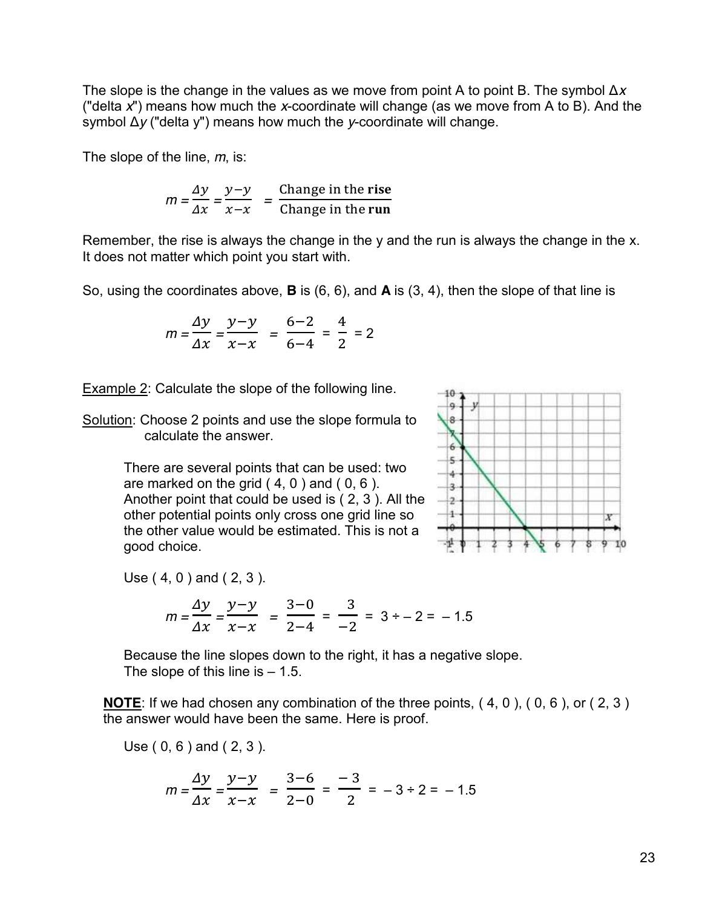The slope is the change in the values as we move from point A to point B. The symbol $\Delta x$ ("delta $x$") means how much the $x$-coordinate will change (as we move from A to B). And the symbol $\Delta y$ ("delta y") means how much the $y$-coordinate will change.

The slope of the line, $m$, is:

$$m = \frac{\Delta y}{\Delta x} = \frac{y-y}{x-x} = \frac{\text{Change in the } \textbf{rise}}{\text{Change in the } \textbf{run}}$$

Remember, the rise is always the change in the y and the run is always the change in the x. It does not matter which point you start with.

So, using the coordinates above, **B** is (6, 6), and **A** is (3, 4), then the slope of that line is

$$m = \frac{\Delta y}{\Delta x} = \frac{y-y}{x-x} = \frac{6-2}{6-4} = \frac{4}{2} = 2$$

<u>Example 2</u>: Calculate the slope of the following line.

<u>Solution</u>: Choose 2 points and use the slope formula to calculate the answer.

There are several points that can be used: two are marked on the grid ( 4, 0 ) and ( 0, 6 ). Another point that could be used is ( 2, 3 ). All the other potential points only cross one grid line so the other value would be estimated. This is not a good choice.

Use ( 4, 0 ) and ( 2, 3 ).

$$m = \frac{\Delta y}{\Delta x} = \frac{y-y}{x-x} = \frac{3-0}{2-4} = \frac{3}{-2} = 3 \div -2 = -1.5$$

Because the line slopes down to the right, it has a negative slope.
The slope of this line is – 1.5.

**<u>NOTE</u>**: If we had chosen any combination of the three points, ( 4, 0 ), ( 0, 6 ), or ( 2, 3 ) the answer would have been the same. Here is proof.

Use ( 0, 6 ) and ( 2, 3 ).

$$m = \frac{\Delta y}{\Delta x} = \frac{y-y}{x-x} = \frac{3-6}{2-0} = \frac{-3}{2} = -3 \div 2 = -1.5$$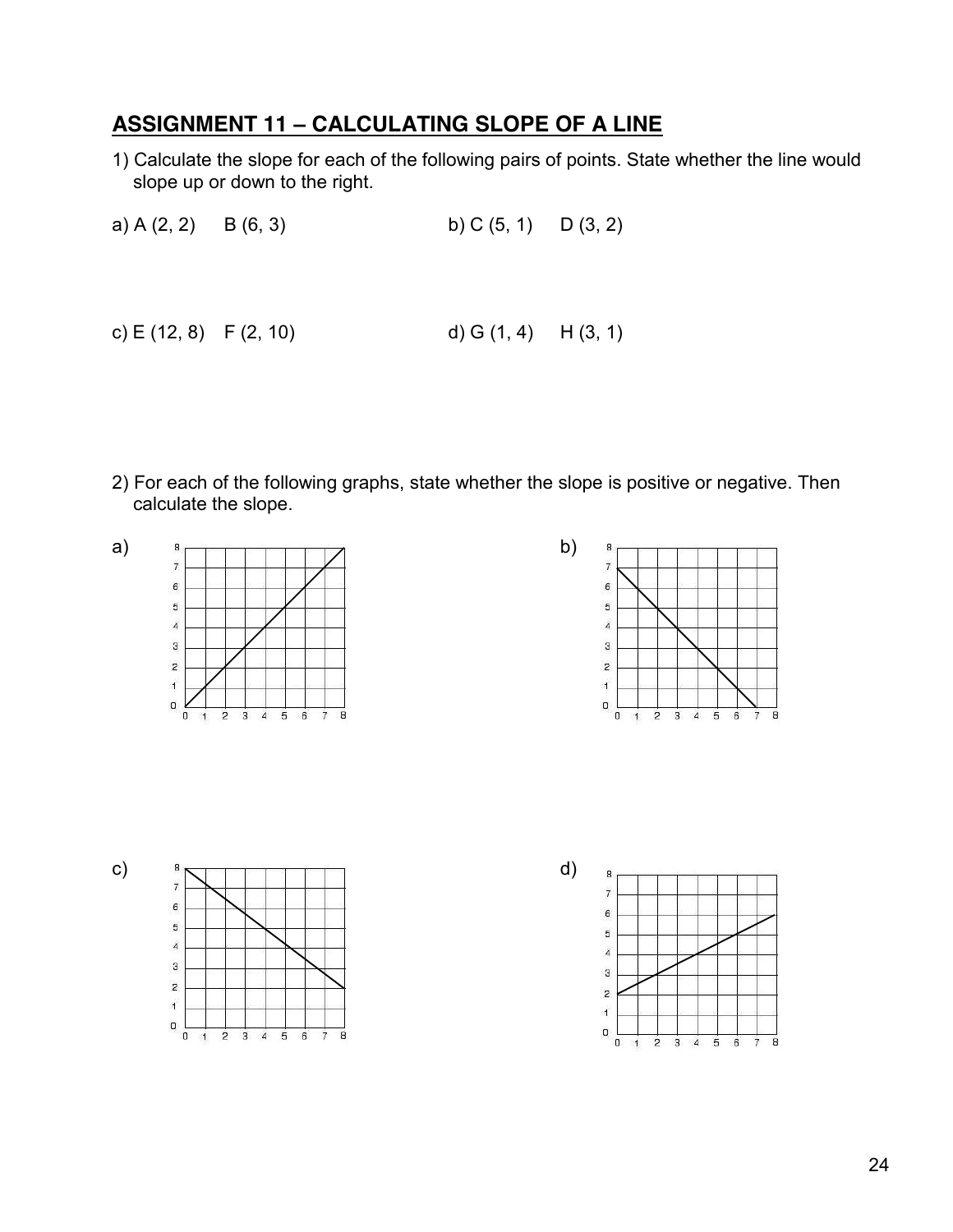## ASSIGNMENT 11 – CALCULATING SLOPE OF A LINE

1) Calculate the slope for each of the following pairs of points. State whether the line would slope up or down to the right.

a) A (2, 2) B (6, 3)

b) C (5, 1) D (3, 2)

c) E (12, 8) F (2, 10)

d) G (1, 4) H (3, 1)

2) For each of the following graphs, state whether the slope is positive or negative. Then calculate the slope.

a)

b)

c)

d)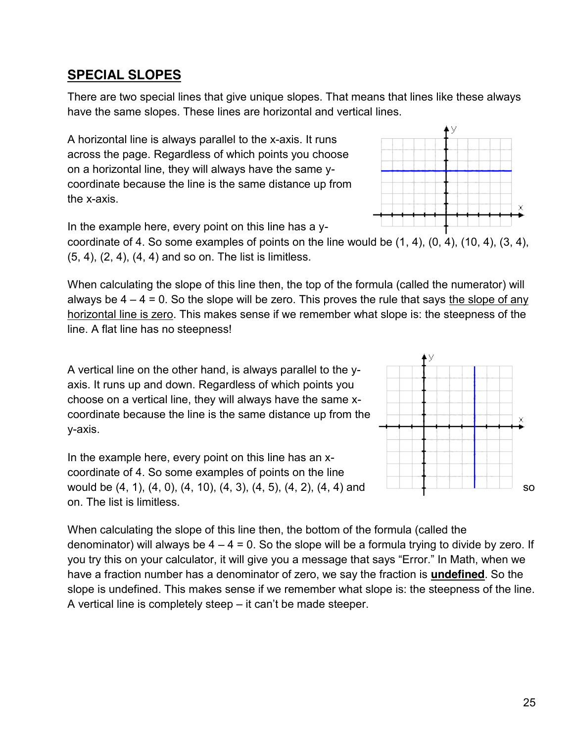## SPECIAL SLOPES

There are two special lines that give unique slopes. That means that lines like these always have the same slopes. These lines are horizontal and vertical lines.

A horizontal line is always parallel to the x-axis. It runs across the page. Regardless of which points you choose on a horizontal line, they will always have the same y-coordinate because the line is the same distance up from the x-axis.

In the example here, every point on this line has a y-coordinate of 4. So some examples of points on the line would be (1, 4), (0, 4), (10, 4), (3, 4), (5, 4), (2, 4), (4, 4) and so on. The list is limitless.

When calculating the slope of this line then, the top of the formula (called the numerator) will always be $4 - 4 = 0$. So the slope will be zero. This proves the rule that says the slope of any horizontal line is zero. This makes sense if we remember what slope is: the steepness of the line. A flat line has no steepness!

A vertical line on the other hand, is always parallel to the y-axis. It runs up and down. Regardless of which points you choose on a vertical line, they will always have the same x-coordinate because the line is the same distance up from the y-axis.

In the example here, every point on this line has an x-coordinate of 4. So some examples of points on the line would be (4, 1), (4, 0), (4, 10), (4, 3), (4, 5), (4, 2), (4, 4) and so on. The list is limitless.

When calculating the slope of this line then, the bottom of the formula (called the denominator) will always be $4 - 4 = 0$. So the slope will be a formula trying to divide by zero. If you try this on your calculator, it will give you a message that says "Error." In Math, when we have a fraction number has a denominator of zero, we say the fraction is **undefined**. So the slope is undefined. This makes sense if we remember what slope is: the steepness of the line. A vertical line is completely steep – it can't be made steeper.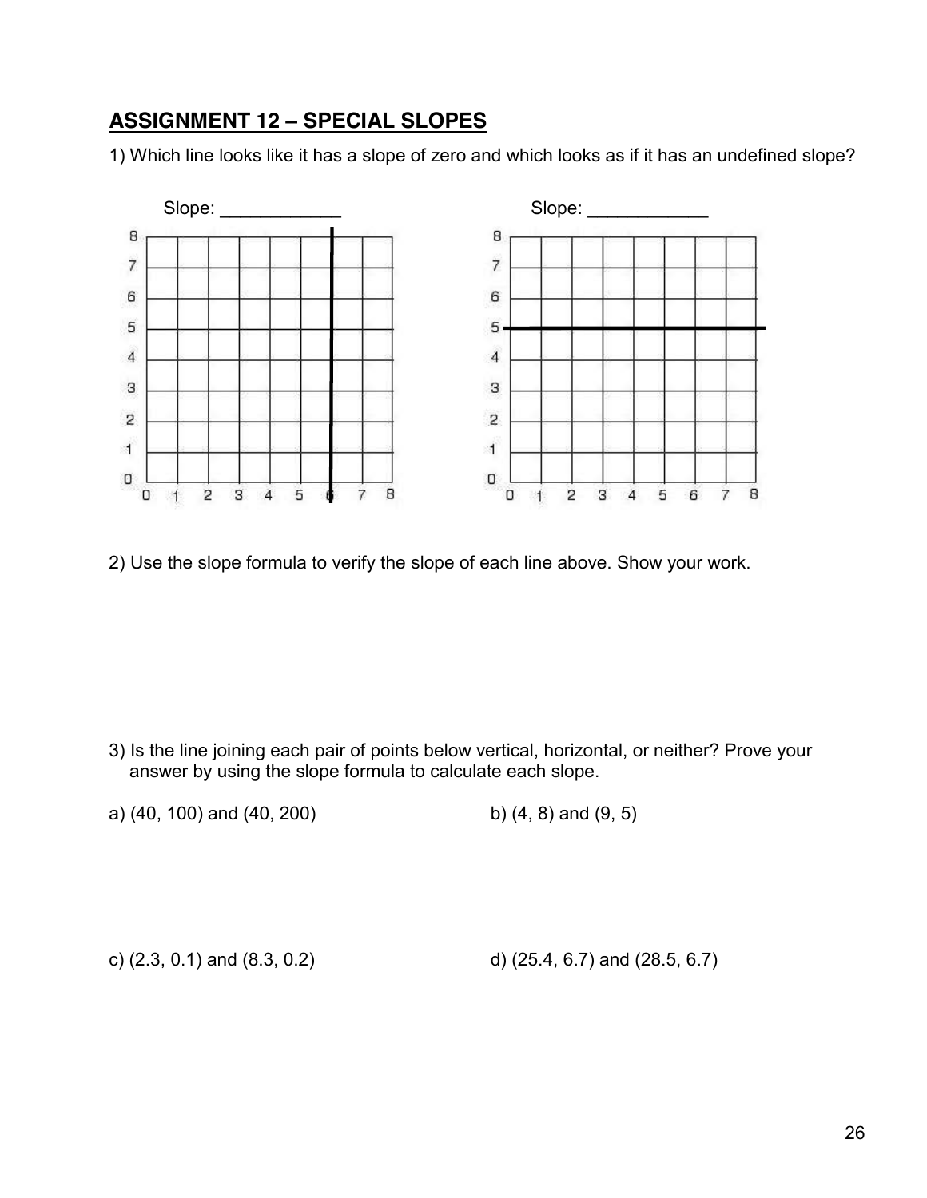## ASSIGNMENT 12 – SPECIAL SLOPES

1) Which line looks like it has a slope of zero and which looks as if it has an undefined slope?

Slope: ____________

Slope: ____________

2) Use the slope formula to verify the slope of each line above. Show your work.

3) Is the line joining each pair of points below vertical, horizontal, or neither? Prove your answer by using the slope formula to calculate each slope.

a) (40, 100) and (40, 200)

b) (4, 8) and (9, 5)

c) (2.3, 0.1) and (8.3, 0.2)

d) (25.4, 6.7) and (28.5, 6.7)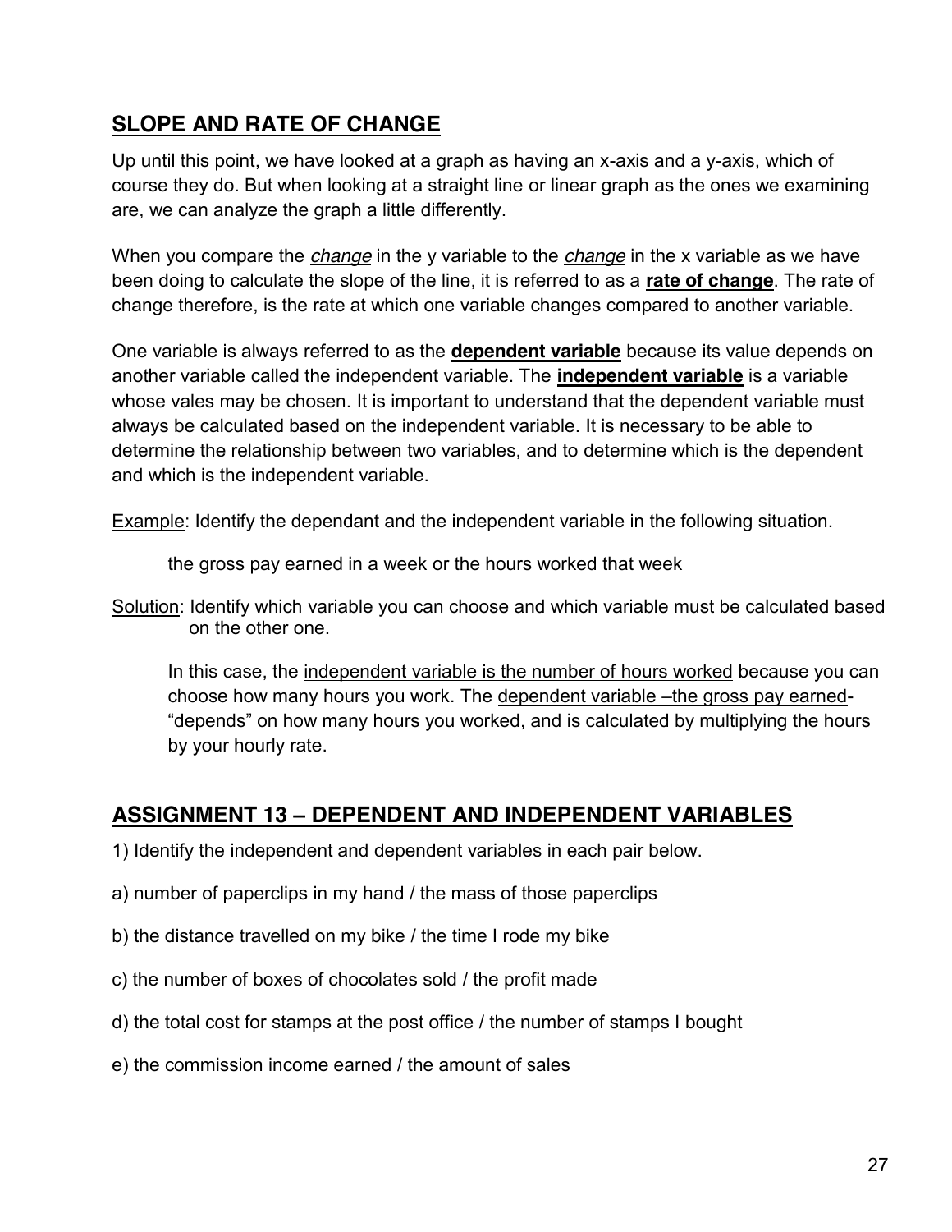## SLOPE AND RATE OF CHANGE

Up until this point, we have looked at a graph as having an x-axis and a y-axis, which of course they do. But when looking at a straight line or linear graph as the ones we examining are, we can analyze the graph a little differently.

When you compare the *change* in the y variable to the *change* in the x variable as we have been doing to calculate the slope of the line, it is referred to as a **rate of change**. The rate of change therefore, is the rate at which one variable changes compared to another variable.

One variable is always referred to as the **dependent variable** because its value depends on another variable called the independent variable. The **independent variable** is a variable whose vales may be chosen. It is important to understand that the dependent variable must always be calculated based on the independent variable. It is necessary to be able to determine the relationship between two variables, and to determine which is the dependent and which is the independent variable.

Example: Identify the dependant and the independent variable in the following situation.

> the gross pay earned in a week or the hours worked that week

Solution: Identify which variable you can choose and which variable must be calculated based on the other one.

> In this case, the independent variable is the number of hours worked because you can choose how many hours you work. The dependent variable –the gross pay earned- "depends" on how many hours you worked, and is calculated by multiplying the hours by your hourly rate.

## ASSIGNMENT 13 – DEPENDENT AND INDEPENDENT VARIABLES

1) Identify the independent and dependent variables in each pair below.

a) number of paperclips in my hand / the mass of those paperclips

b) the distance travelled on my bike / the time I rode my bike

c) the number of boxes of chocolates sold / the profit made

d) the total cost for stamps at the post office / the number of stamps I bought

e) the commission income earned / the amount of sales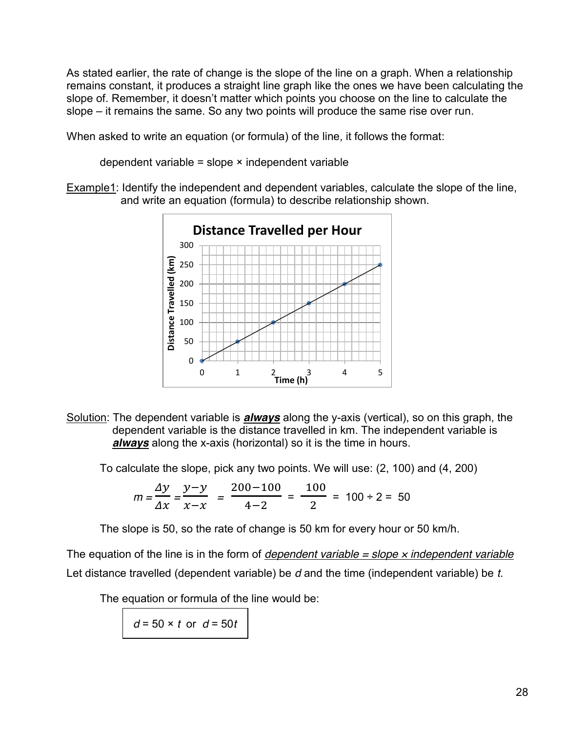As stated earlier, the rate of change is the slope of the line on a graph. When a relationship remains constant, it produces a straight line graph like the ones we have been calculating the slope of. Remember, it doesn't matter which points you choose on the line to calculate the slope – it remains the same. So any two points will produce the same rise over run.

When asked to write an equation (or formula) of the line, it follows the format:

dependent variable = slope × independent variable

<u>Example1</u>: Identify the independent and dependent variables, calculate the slope of the line, and write an equation (formula) to describe relationship shown.

<u>Solution</u>: The dependent variable is ***always*** along the y-axis (vertical), so on this graph, the dependent variable is the distance travelled in km. The independent variable is ***always*** along the x-axis (horizontal) so it is the time in hours.

To calculate the slope, pick any two points. We will use: (2, 100) and (4, 200)

$$m = \frac{\Delta y}{\Delta x} = \frac{y - y}{x - x} = \frac{200 - 100}{4 - 2} = \frac{100}{2} = 100 \div 2 = 50$$

The slope is 50, so the rate of change is 50 km for every hour or 50 km/h.

The equation of the line is in the form of *dependent variable = slope × independent variable*

Let distance travelled (dependent variable) be *d* and the time (independent variable) be *t*.

The equation or formula of the line would be:

$d = 50 \times t$ or $d = 50t$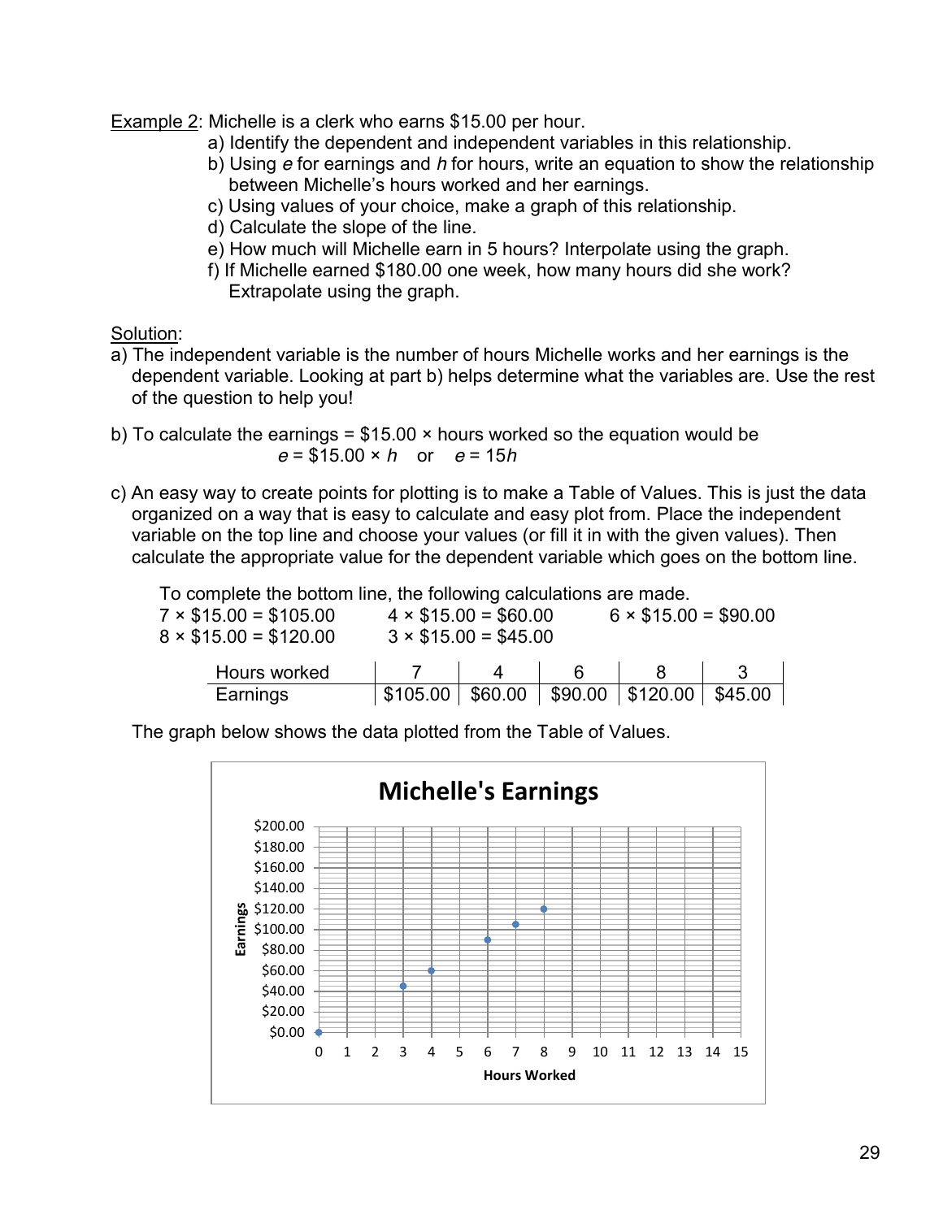Example 2: Michelle is a clerk who earns $15.00 per hour.

a) Identify the dependent and independent variables in this relationship.
b) Using $e$ for earnings and $h$ for hours, write an equation to show the relationship between Michelle's hours worked and her earnings.
c) Using values of your choice, make a graph of this relationship.
d) Calculate the slope of the line.
e) How much will Michelle earn in 5 hours? Interpolate using the graph.
f) If Michelle earned $180.00 one week, how many hours did she work? Extrapolate using the graph.

Solution:

a) The independent variable is the number of hours Michelle works and her earnings is the dependent variable. Looking at part b) helps determine what the variables are. Use the rest of the question to help you!

b) To calculate the earnings = $15.00 × hours worked so the equation would be

$$e = \$15.00 \times h \quad \text{or} \quad e = 15h$$

c) An easy way to create points for plotting is to make a Table of Values. This is just the data organized on a way that is easy to calculate and easy plot from. Place the independent variable on the top line and choose your values (or fill it in with the given values). Then calculate the appropriate value for the dependent variable which goes on the bottom line.

To complete the bottom line, the following calculations are made.

7 × $15.00 = $105.00 4 × $15.00 = $60.00 6 × $15.00 = $90.00

8 × $15.00 = $120.00 3 × $15.00 = $45.00

| Hours worked | 7 | 4 | 6 | 8 | 3 |
|---|---|---|---|---|---|
| Earnings | $105.00 | $60.00 | $90.00 | $120.00 | $45.00 |

The graph below shows the data plotted from the Table of Values.

**Michelle's Earnings**

(Graph: Earnings from $0.00 to $200.00 vs. Hours Worked from 0 to 15; plotted points at (0, $0.00), (3, $45.00), (4, $60.00), (6, $90.00), (7, $105.00), (8, $120.00))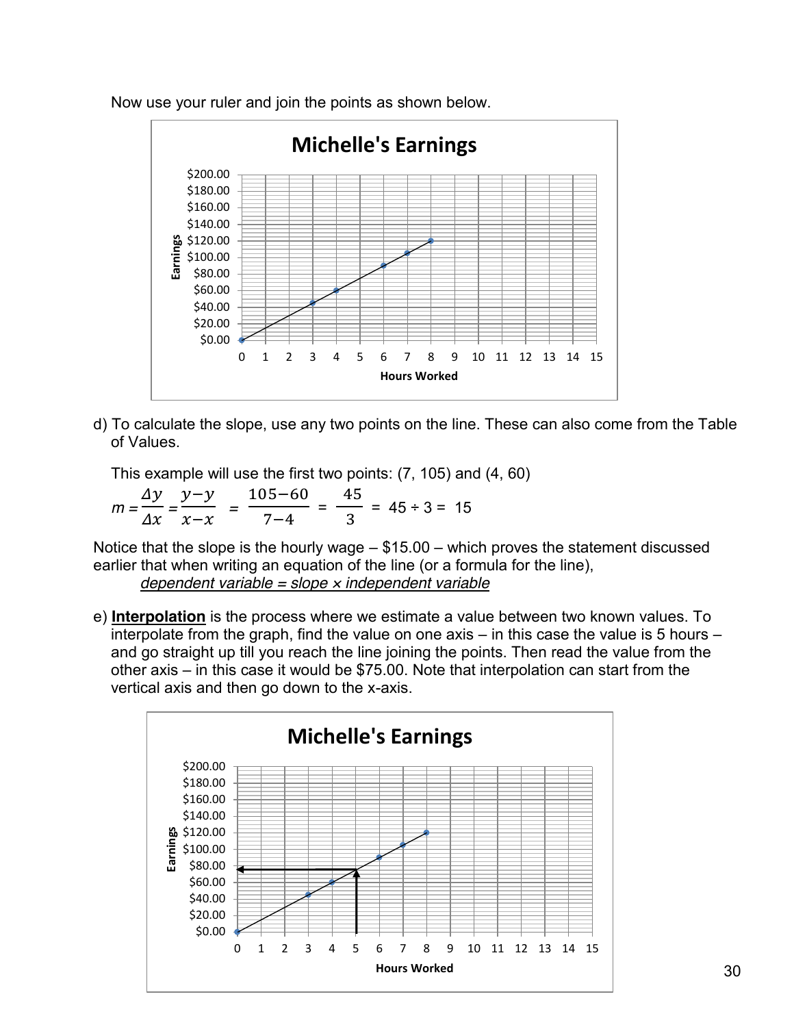Now use your ruler and join the points as shown below.

d) To calculate the slope, use any two points on the line. These can also come from the Table of Values.

This example will use the first two points: (7, 105) and (4, 60)

$$m = \frac{\Delta y}{\Delta x} = \frac{y - y}{x - x} = \frac{105 - 60}{7 - 4} = \frac{45}{3} = 45 \div 3 = 15$$

Notice that the slope is the hourly wage – \$15.00 – which proves the statement discussed earlier that when writing an equation of the line (or a formula for the line),

*dependent variable = slope × independent variable*

e) **Interpolation** is the process where we estimate a value between two known values. To interpolate from the graph, find the value on one axis – in this case the value is 5 hours – and go straight up till you reach the line joining the points. Then read the value from the other axis – in this case it would be \$75.00. Note that interpolation can start from the vertical axis and then go down to the x-axis.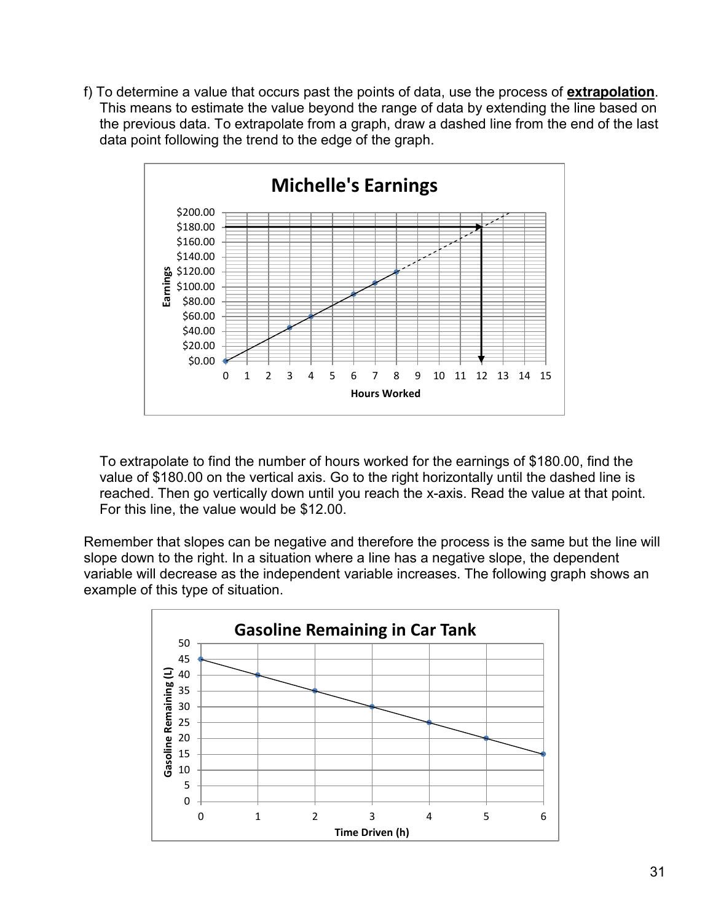f) To determine a value that occurs past the points of data, use the process of **extrapolation**. This means to estimate the value beyond the range of data by extending the line based on the previous data. To extrapolate from a graph, draw a dashed line from the end of the last data point following the trend to the edge of the graph.

To extrapolate to find the number of hours worked for the earnings of $180.00, find the value of $180.00 on the vertical axis. Go to the right horizontally until the dashed line is reached. Then go vertically down until you reach the x-axis. Read the value at that point. For this line, the value would be $12.00.

Remember that slopes can be negative and therefore the process is the same but the line will slope down to the right. In a situation where a line has a negative slope, the dependent variable will decrease as the independent variable increases. The following graph shows an example of this type of situation.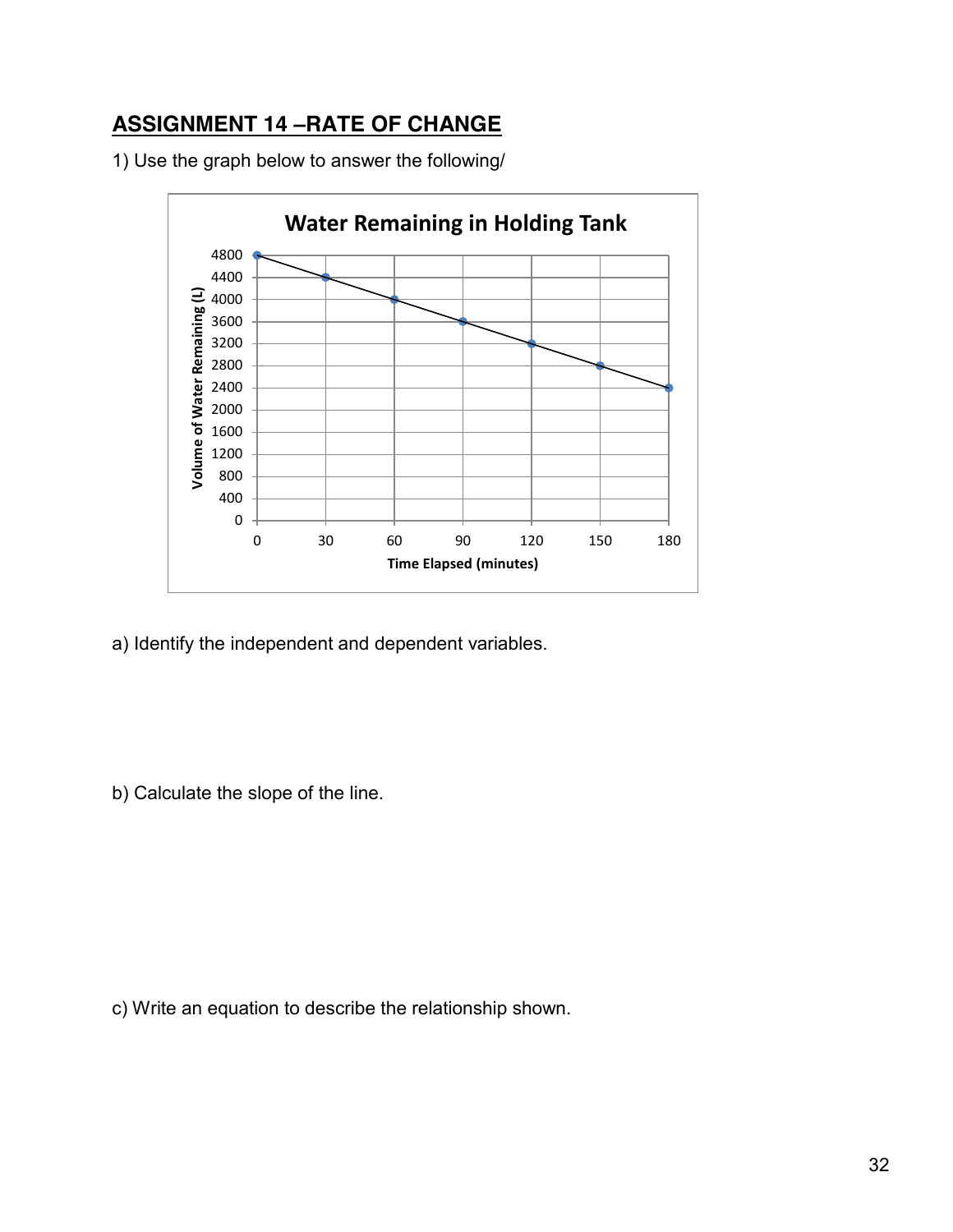## ASSIGNMENT 14 –RATE OF CHANGE

1) Use the graph below to answer the following/

a) Identify the independent and dependent variables.

b) Calculate the slope of the line.

c) Write an equation to describe the relationship shown.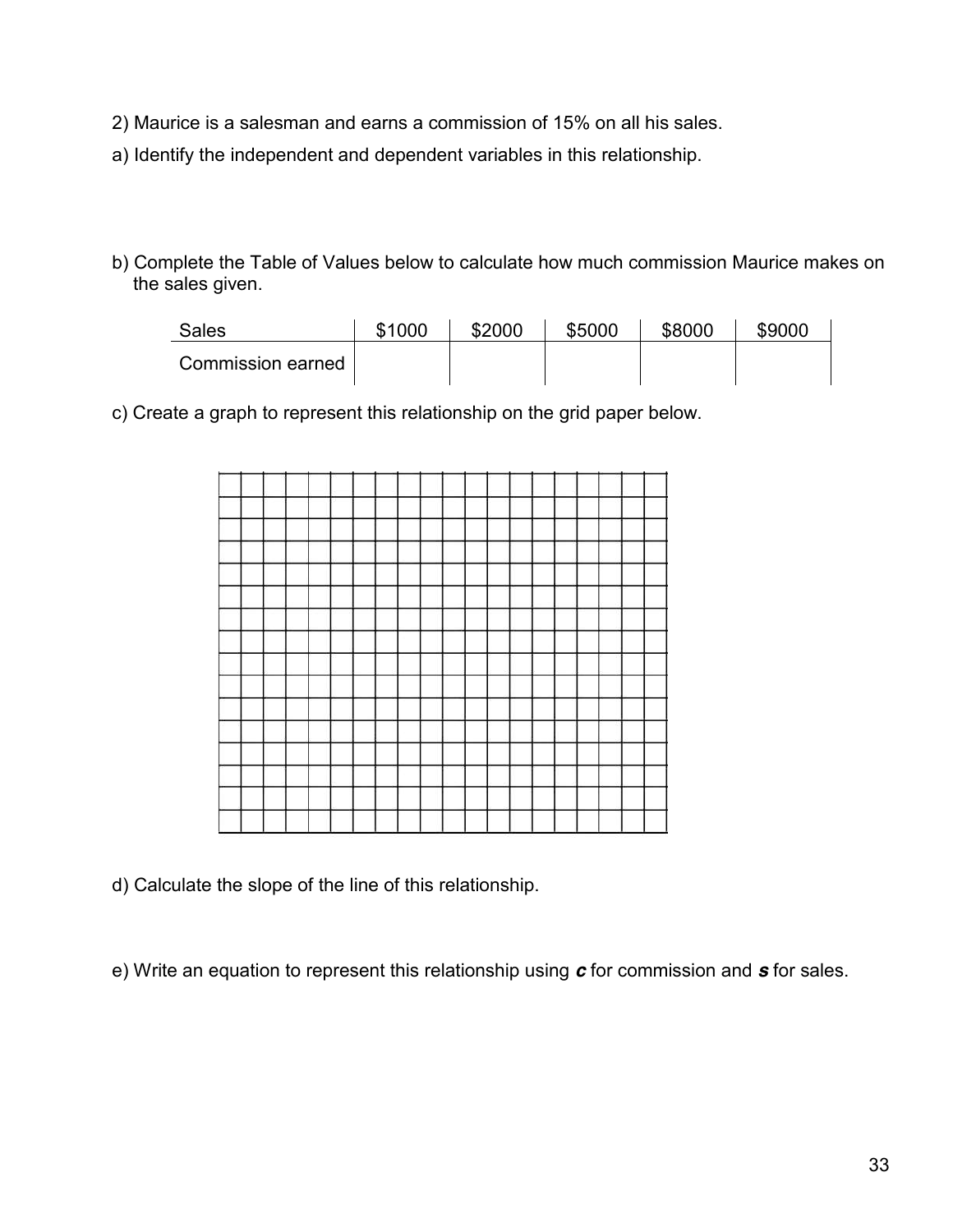2) Maurice is a salesman and earns a commission of 15% on all his sales.

a) Identify the independent and dependent variables in this relationship.

b) Complete the Table of Values below to calculate how much commission Maurice makes on the sales given.

| Sales | \$1000 | \$2000 | \$5000 | \$8000 | \$9000 |
|---|---|---|---|---|---|
| Commission earned | | | | | |

c) Create a graph to represent this relationship on the grid paper below.

d) Calculate the slope of the line of this relationship.

e) Write an equation to represent this relationship using ***c*** for commission and ***s*** for sales.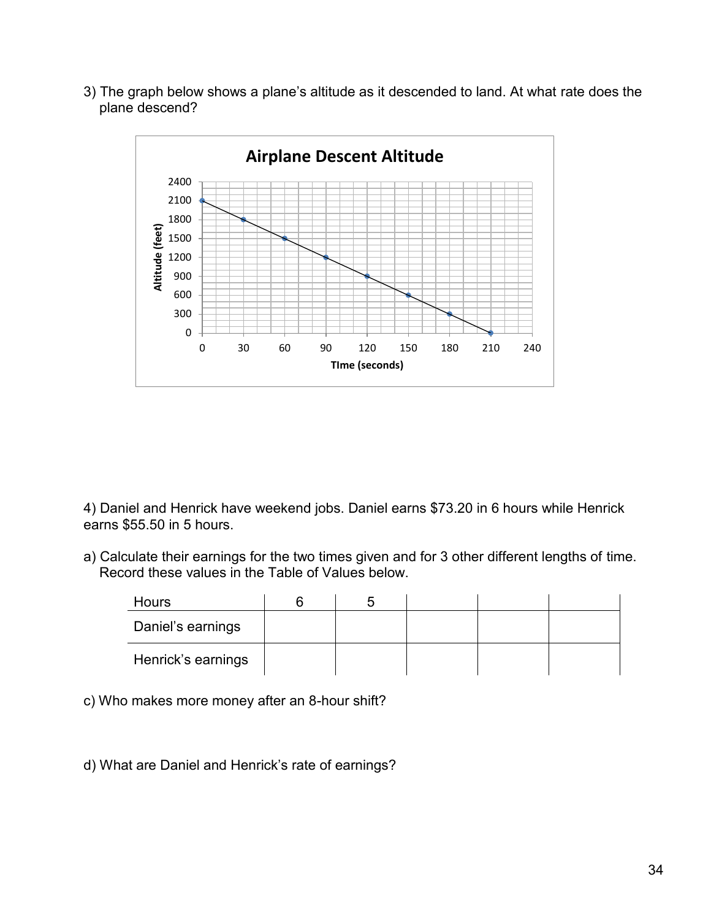3) The graph below shows a plane's altitude as it descended to land. At what rate does the plane descend?

**Airplane Descent Altitude**

4) Daniel and Henrick have weekend jobs. Daniel earns $73.20 in 6 hours while Henrick earns $55.50 in 5 hours.

a) Calculate their earnings for the two times given and for 3 other different lengths of time. Record these values in the Table of Values below.

| Hours | 6 | 5 | | | |
|---|---|---|---|---|---|
| Daniel's earnings | | | | | |
| Henrick's earnings | | | | | |

c) Who makes more money after an 8-hour shift?

d) What are Daniel and Henrick's rate of earnings?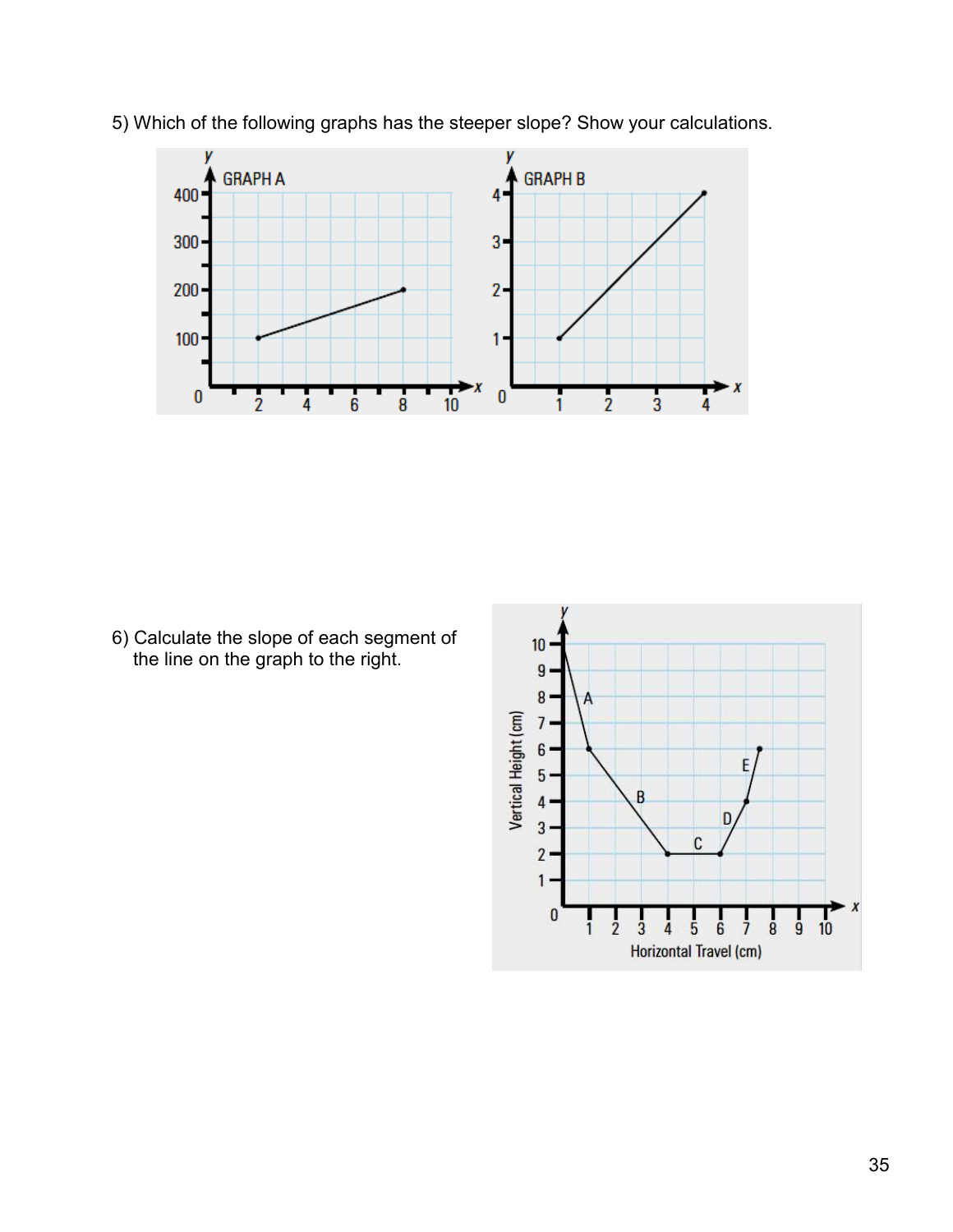5) Which of the following graphs has the steeper slope? Show your calculations.

6) Calculate the slope of each segment of the line on the graph to the right.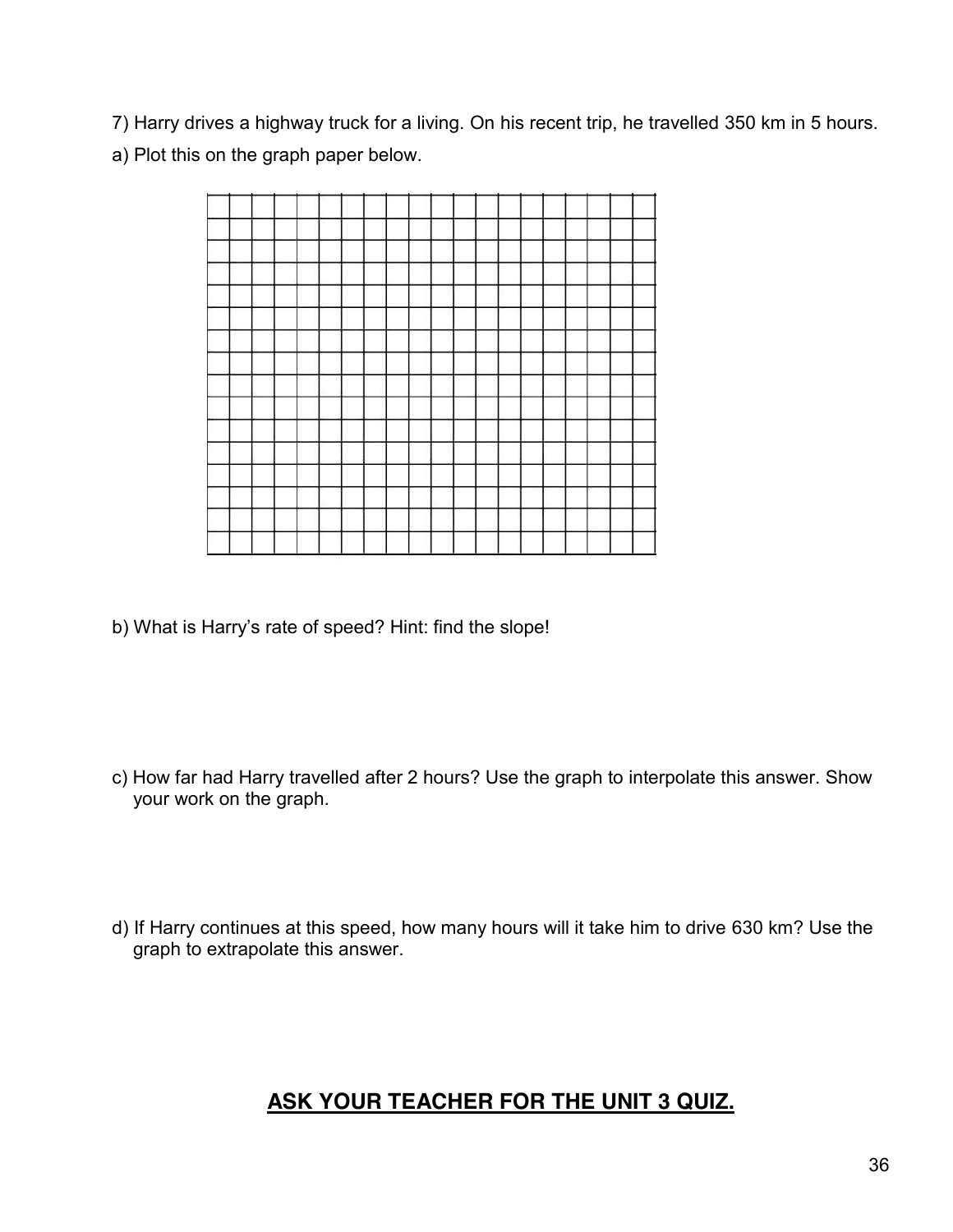7) Harry drives a highway truck for a living. On his recent trip, he travelled 350 km in 5 hours.

a) Plot this on the graph paper below.

b) What is Harry's rate of speed? Hint: find the slope!

c) How far had Harry travelled after 2 hours? Use the graph to interpolate this answer. Show your work on the graph.

d) If Harry continues at this speed, how many hours will it take him to drive 630 km? Use the graph to extrapolate this answer.

## **ASK YOUR TEACHER FOR THE UNIT 3 QUIZ.**